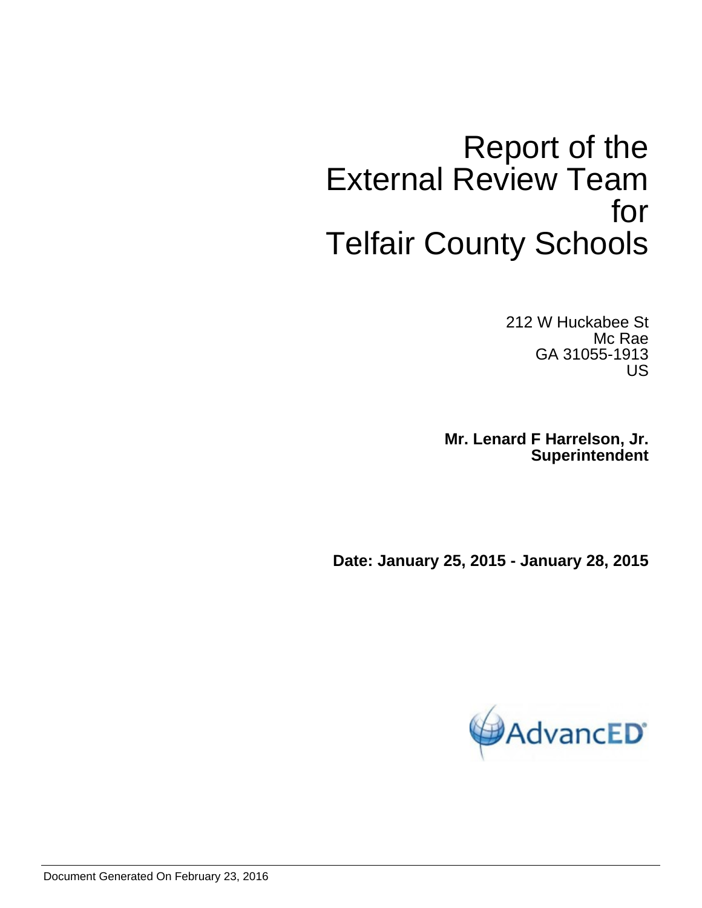# Report of the External Review Team for Telfair County Schools

212 W Huckabee St
Mc Rae
GA 31055-1913
US

**Mr. Lenard F Harrelson, Jr.**
**Superintendent**

**Date: January 25, 2015 - January 28, 2015**

Document Generated On February 23, 2016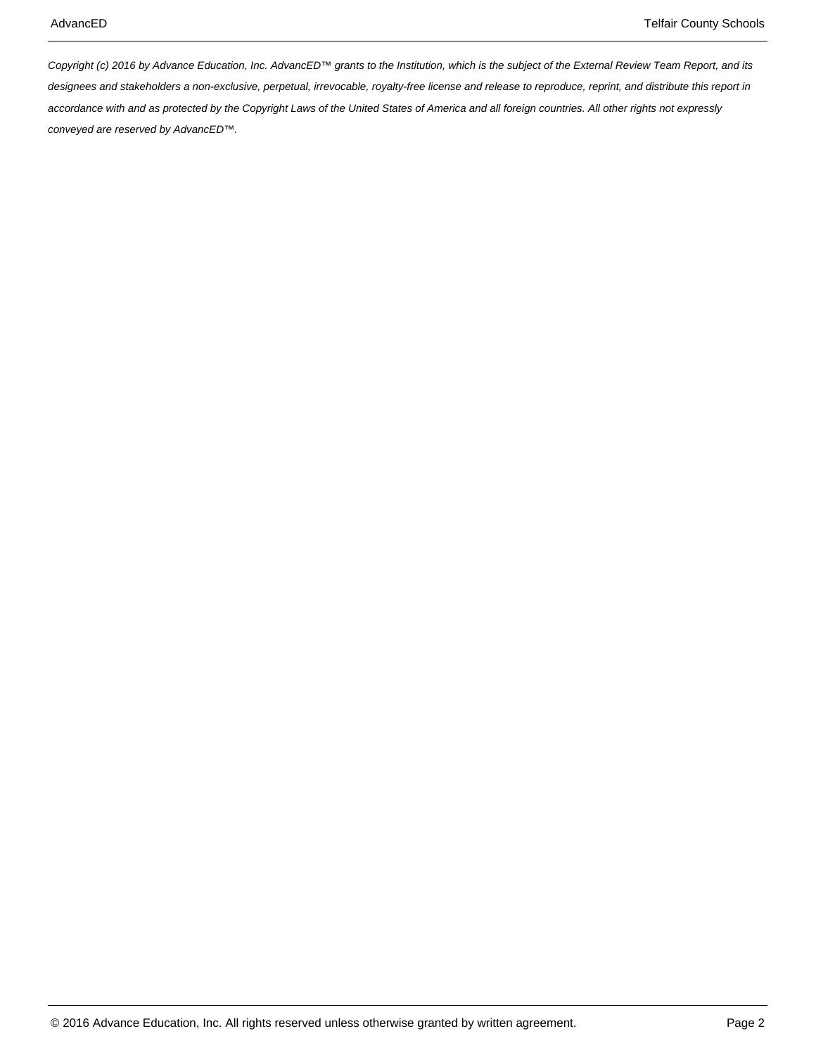*Copyright (c) 2016 by Advance Education, Inc. AdvancED™ grants to the Institution, which is the subject of the External Review Team Report, and its designees and stakeholders a non-exclusive, perpetual, irrevocable, royalty-free license and release to reproduce, reprint, and distribute this report in accordance with and as protected by the Copyright Laws of the United States of America and all foreign countries. All other rights not expressly conveyed are reserved by AdvancED™.*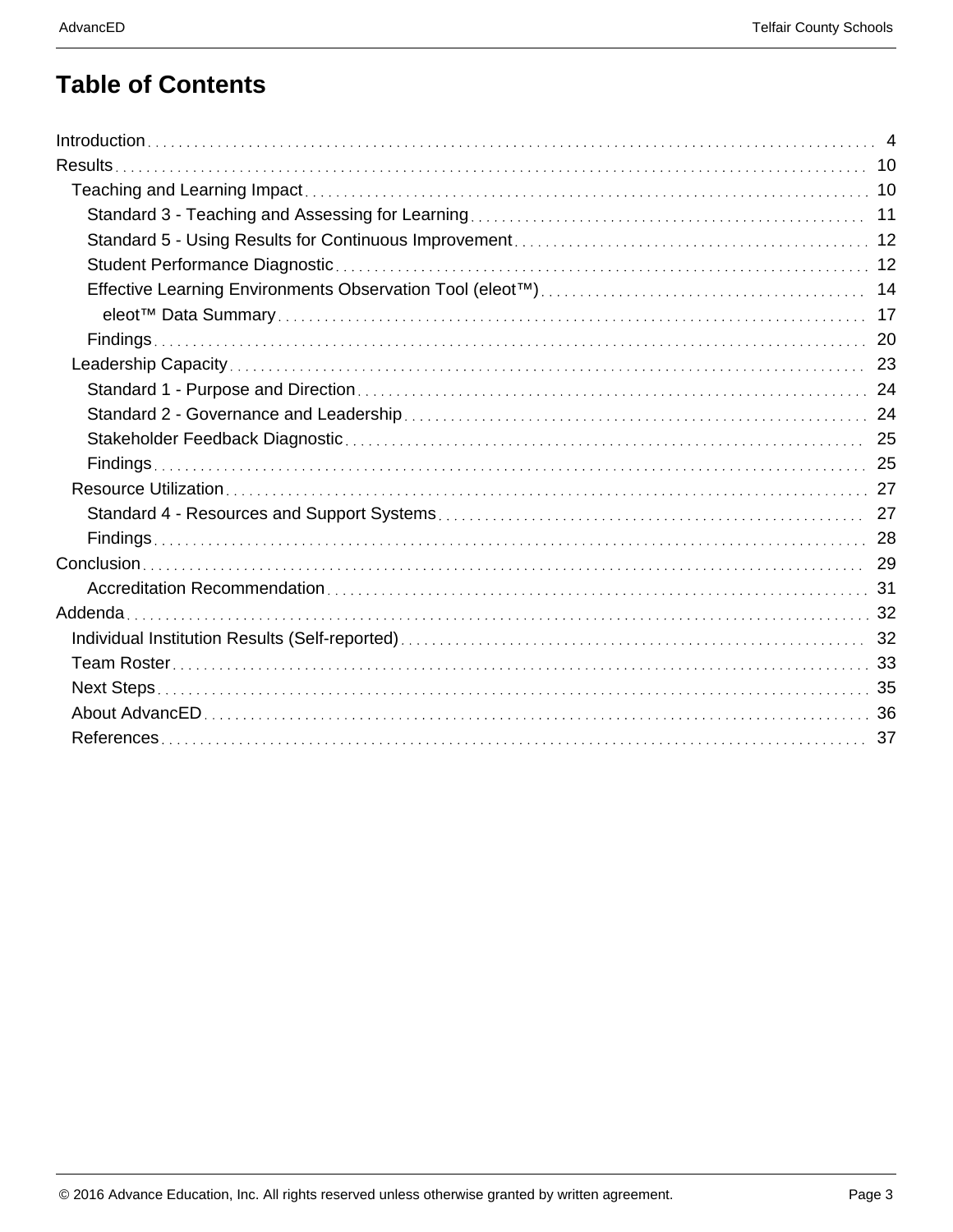# Table of Contents

- Introduction ... 4
- Results ... 10
  - Teaching and Learning Impact ... 10
    - Standard 3 - Teaching and Assessing for Learning ... 11
    - Standard 5 - Using Results for Continuous Improvement ... 12
    - Student Performance Diagnostic ... 12
    - Effective Learning Environments Observation Tool (eleot™) ... 14
      - eleot™ Data Summary ... 17
    - Findings ... 20
  - Leadership Capacity ... 23
    - Standard 1 - Purpose and Direction ... 24
    - Standard 2 - Governance and Leadership ... 24
    - Stakeholder Feedback Diagnostic ... 25
    - Findings ... 25
  - Resource Utilization ... 27
    - Standard 4 - Resources and Support Systems ... 27
    - Findings ... 28
- Conclusion ... 29
    - Accreditation Recommendation ... 31
- Addenda ... 32
  - Individual Institution Results (Self-reported) ... 32
  - Team Roster ... 33
  - Next Steps ... 35
  - About AdvancED ... 36
  - References ... 37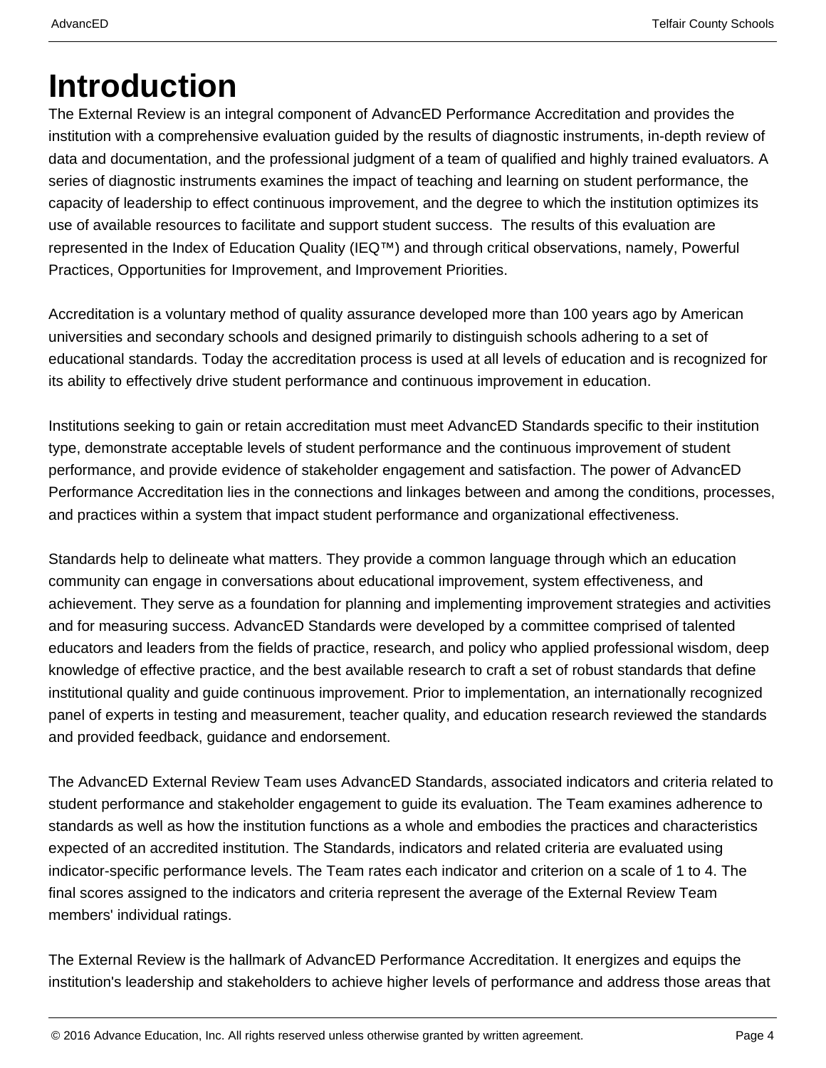# Introduction

The External Review is an integral component of AdvancED Performance Accreditation and provides the institution with a comprehensive evaluation guided by the results of diagnostic instruments, in-depth review of data and documentation, and the professional judgment of a team of qualified and highly trained evaluators. A series of diagnostic instruments examines the impact of teaching and learning on student performance, the capacity of leadership to effect continuous improvement, and the degree to which the institution optimizes its use of available resources to facilitate and support student success. The results of this evaluation are represented in the Index of Education Quality (IEQ™) and through critical observations, namely, Powerful Practices, Opportunities for Improvement, and Improvement Priorities.

Accreditation is a voluntary method of quality assurance developed more than 100 years ago by American universities and secondary schools and designed primarily to distinguish schools adhering to a set of educational standards. Today the accreditation process is used at all levels of education and is recognized for its ability to effectively drive student performance and continuous improvement in education.

Institutions seeking to gain or retain accreditation must meet AdvancED Standards specific to their institution type, demonstrate acceptable levels of student performance and the continuous improvement of student performance, and provide evidence of stakeholder engagement and satisfaction. The power of AdvancED Performance Accreditation lies in the connections and linkages between and among the conditions, processes, and practices within a system that impact student performance and organizational effectiveness.

Standards help to delineate what matters. They provide a common language through which an education community can engage in conversations about educational improvement, system effectiveness, and achievement. They serve as a foundation for planning and implementing improvement strategies and activities and for measuring success. AdvancED Standards were developed by a committee comprised of talented educators and leaders from the fields of practice, research, and policy who applied professional wisdom, deep knowledge of effective practice, and the best available research to craft a set of robust standards that define institutional quality and guide continuous improvement. Prior to implementation, an internationally recognized panel of experts in testing and measurement, teacher quality, and education research reviewed the standards and provided feedback, guidance and endorsement.

The AdvancED External Review Team uses AdvancED Standards, associated indicators and criteria related to student performance and stakeholder engagement to guide its evaluation. The Team examines adherence to standards as well as how the institution functions as a whole and embodies the practices and characteristics expected of an accredited institution. The Standards, indicators and related criteria are evaluated using indicator-specific performance levels. The Team rates each indicator and criterion on a scale of 1 to 4. The final scores assigned to the indicators and criteria represent the average of the External Review Team members' individual ratings.

The External Review is the hallmark of AdvancED Performance Accreditation. It energizes and equips the institution's leadership and stakeholders to achieve higher levels of performance and address those areas that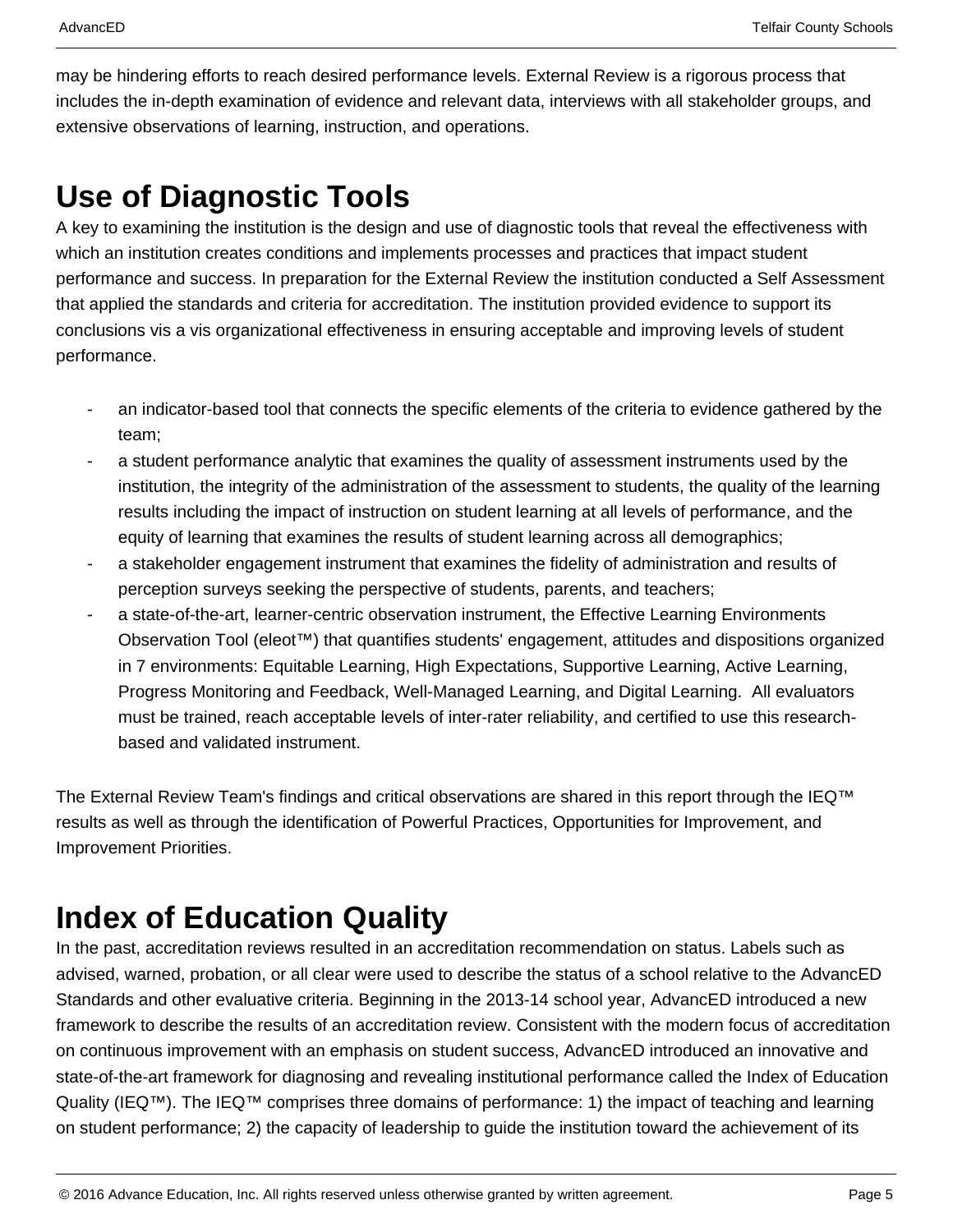may be hindering efforts to reach desired performance levels. External Review is a rigorous process that includes the in-depth examination of evidence and relevant data, interviews with all stakeholder groups, and extensive observations of learning, instruction, and operations.

# Use of Diagnostic Tools

A key to examining the institution is the design and use of diagnostic tools that reveal the effectiveness with which an institution creates conditions and implements processes and practices that impact student performance and success. In preparation for the External Review the institution conducted a Self Assessment that applied the standards and criteria for accreditation. The institution provided evidence to support its conclusions vis a vis organizational effectiveness in ensuring acceptable and improving levels of student performance.

- an indicator-based tool that connects the specific elements of the criteria to evidence gathered by the team;
- a student performance analytic that examines the quality of assessment instruments used by the institution, the integrity of the administration of the assessment to students, the quality of the learning results including the impact of instruction on student learning at all levels of performance, and the equity of learning that examines the results of student learning across all demographics;
- a stakeholder engagement instrument that examines the fidelity of administration and results of perception surveys seeking the perspective of students, parents, and teachers;
- a state-of-the-art, learner-centric observation instrument, the Effective Learning Environments Observation Tool (eleot™) that quantifies students' engagement, attitudes and dispositions organized in 7 environments: Equitable Learning, High Expectations, Supportive Learning, Active Learning, Progress Monitoring and Feedback, Well-Managed Learning, and Digital Learning. All evaluators must be trained, reach acceptable levels of inter-rater reliability, and certified to use this research-based and validated instrument.

The External Review Team's findings and critical observations are shared in this report through the IEQ™ results as well as through the identification of Powerful Practices, Opportunities for Improvement, and Improvement Priorities.

# Index of Education Quality

In the past, accreditation reviews resulted in an accreditation recommendation on status. Labels such as advised, warned, probation, or all clear were used to describe the status of a school relative to the AdvancED Standards and other evaluative criteria. Beginning in the 2013-14 school year, AdvancED introduced a new framework to describe the results of an accreditation review. Consistent with the modern focus of accreditation on continuous improvement with an emphasis on student success, AdvancED introduced an innovative and state-of-the-art framework for diagnosing and revealing institutional performance called the Index of Education Quality (IEQ™). The IEQ™ comprises three domains of performance: 1) the impact of teaching and learning on student performance; 2) the capacity of leadership to guide the institution toward the achievement of its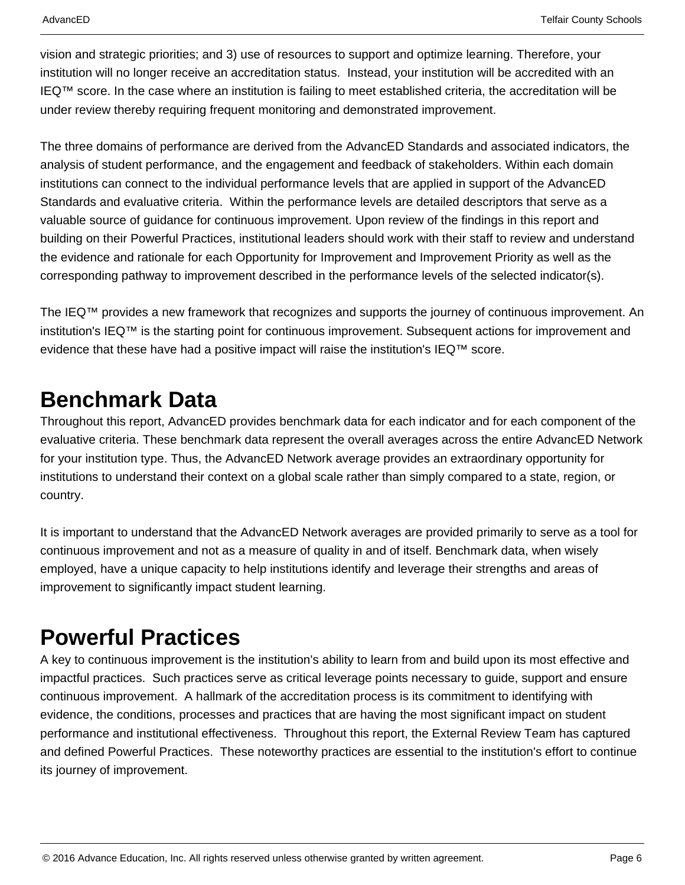vision and strategic priorities; and 3) use of resources to support and optimize learning. Therefore, your institution will no longer receive an accreditation status. Instead, your institution will be accredited with an IEQ™ score. In the case where an institution is failing to meet established criteria, the accreditation will be under review thereby requiring frequent monitoring and demonstrated improvement.

The three domains of performance are derived from the AdvancED Standards and associated indicators, the analysis of student performance, and the engagement and feedback of stakeholders. Within each domain institutions can connect to the individual performance levels that are applied in support of the AdvancED Standards and evaluative criteria. Within the performance levels are detailed descriptors that serve as a valuable source of guidance for continuous improvement. Upon review of the findings in this report and building on their Powerful Practices, institutional leaders should work with their staff to review and understand the evidence and rationale for each Opportunity for Improvement and Improvement Priority as well as the corresponding pathway to improvement described in the performance levels of the selected indicator(s).

The IEQ™ provides a new framework that recognizes and supports the journey of continuous improvement. An institution's IEQ™ is the starting point for continuous improvement. Subsequent actions for improvement and evidence that these have had a positive impact will raise the institution's IEQ™ score.

# Benchmark Data

Throughout this report, AdvancED provides benchmark data for each indicator and for each component of the evaluative criteria. These benchmark data represent the overall averages across the entire AdvancED Network for your institution type. Thus, the AdvancED Network average provides an extraordinary opportunity for institutions to understand their context on a global scale rather than simply compared to a state, region, or country.

It is important to understand that the AdvancED Network averages are provided primarily to serve as a tool for continuous improvement and not as a measure of quality in and of itself. Benchmark data, when wisely employed, have a unique capacity to help institutions identify and leverage their strengths and areas of improvement to significantly impact student learning.

# Powerful Practices

A key to continuous improvement is the institution's ability to learn from and build upon its most effective and impactful practices. Such practices serve as critical leverage points necessary to guide, support and ensure continuous improvement. A hallmark of the accreditation process is its commitment to identifying with evidence, the conditions, processes and practices that are having the most significant impact on student performance and institutional effectiveness. Throughout this report, the External Review Team has captured and defined Powerful Practices. These noteworthy practices are essential to the institution's effort to continue its journey of improvement.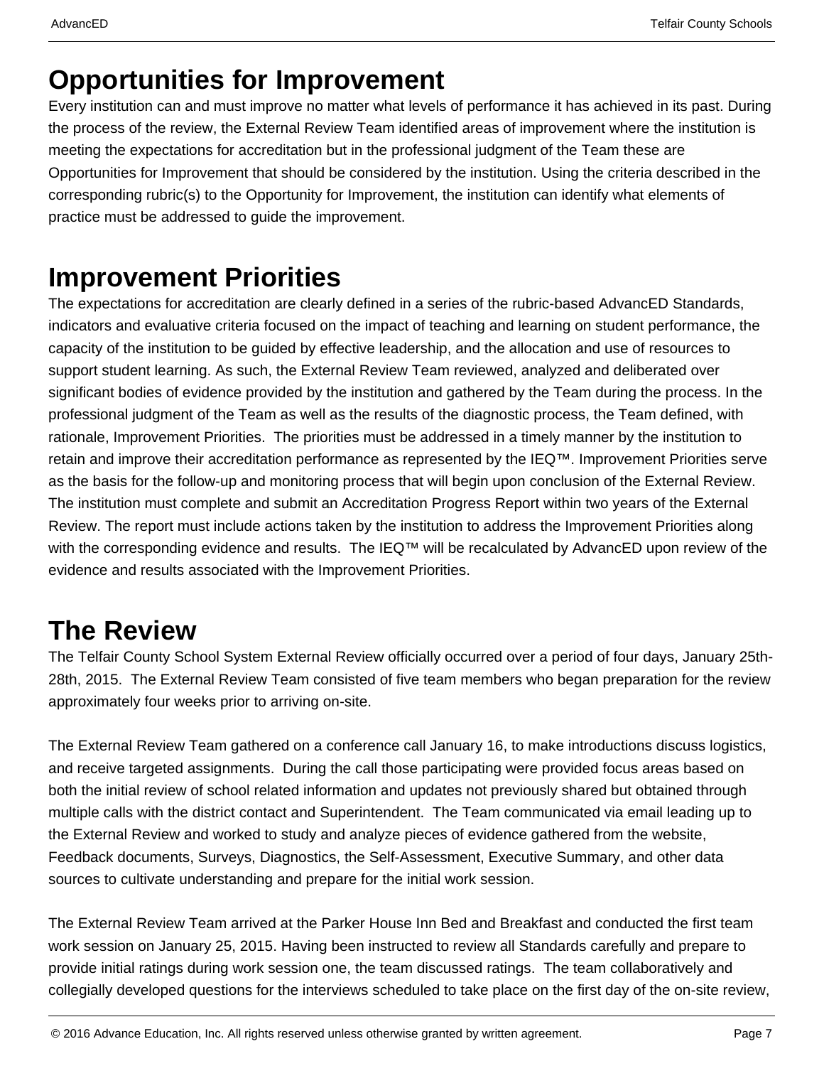# Opportunities for Improvement

Every institution can and must improve no matter what levels of performance it has achieved in its past. During the process of the review, the External Review Team identified areas of improvement where the institution is meeting the expectations for accreditation but in the professional judgment of the Team these are Opportunities for Improvement that should be considered by the institution. Using the criteria described in the corresponding rubric(s) to the Opportunity for Improvement, the institution can identify what elements of practice must be addressed to guide the improvement.

# Improvement Priorities

The expectations for accreditation are clearly defined in a series of the rubric-based AdvancED Standards, indicators and evaluative criteria focused on the impact of teaching and learning on student performance, the capacity of the institution to be guided by effective leadership, and the allocation and use of resources to support student learning. As such, the External Review Team reviewed, analyzed and deliberated over significant bodies of evidence provided by the institution and gathered by the Team during the process. In the professional judgment of the Team as well as the results of the diagnostic process, the Team defined, with rationale, Improvement Priorities. The priorities must be addressed in a timely manner by the institution to retain and improve their accreditation performance as represented by the IEQ™. Improvement Priorities serve as the basis for the follow-up and monitoring process that will begin upon conclusion of the External Review. The institution must complete and submit an Accreditation Progress Report within two years of the External Review. The report must include actions taken by the institution to address the Improvement Priorities along with the corresponding evidence and results. The IEQ™ will be recalculated by AdvancED upon review of the evidence and results associated with the Improvement Priorities.

# The Review

The Telfair County School System External Review officially occurred over a period of four days, January 25th-28th, 2015. The External Review Team consisted of five team members who began preparation for the review approximately four weeks prior to arriving on-site.

The External Review Team gathered on a conference call January 16, to make introductions discuss logistics, and receive targeted assignments. During the call those participating were provided focus areas based on both the initial review of school related information and updates not previously shared but obtained through multiple calls with the district contact and Superintendent. The Team communicated via email leading up to the External Review and worked to study and analyze pieces of evidence gathered from the website, Feedback documents, Surveys, Diagnostics, the Self-Assessment, Executive Summary, and other data sources to cultivate understanding and prepare for the initial work session.

The External Review Team arrived at the Parker House Inn Bed and Breakfast and conducted the first team work session on January 25, 2015. Having been instructed to review all Standards carefully and prepare to provide initial ratings during work session one, the team discussed ratings. The team collaboratively and collegially developed questions for the interviews scheduled to take place on the first day of the on-site review,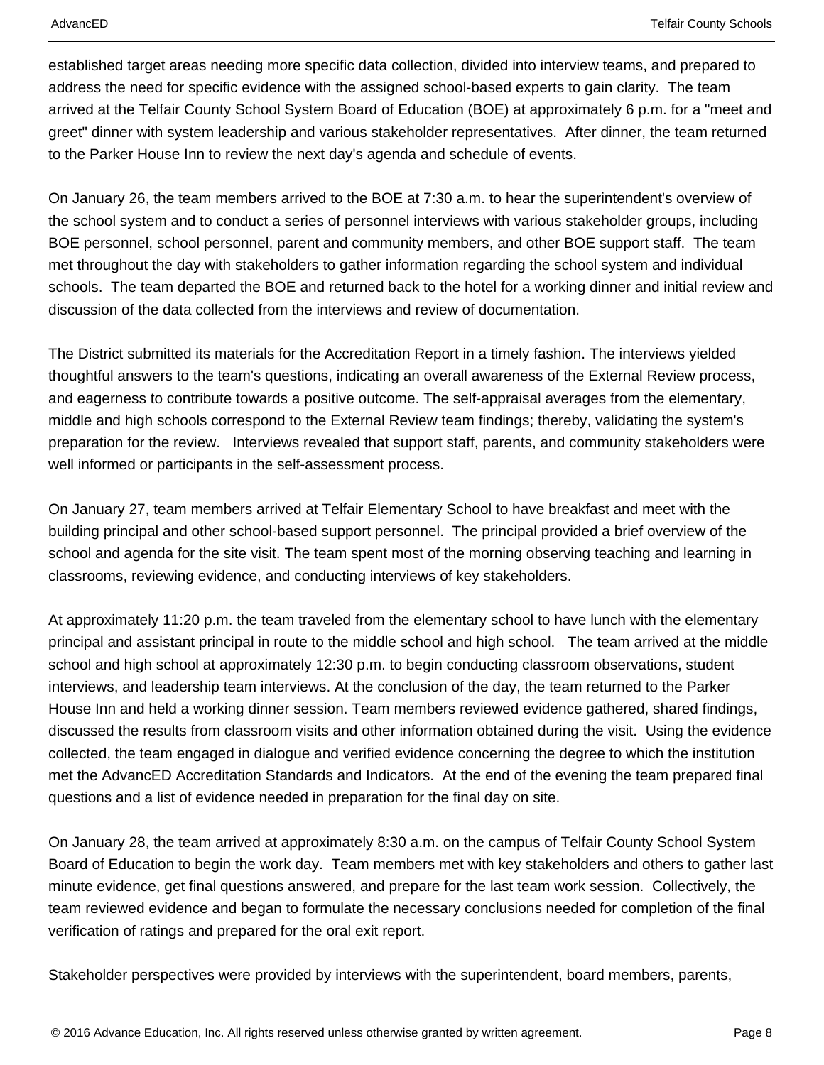established target areas needing more specific data collection, divided into interview teams, and prepared to address the need for specific evidence with the assigned school-based experts to gain clarity. The team arrived at the Telfair County School System Board of Education (BOE) at approximately 6 p.m. for a "meet and greet" dinner with system leadership and various stakeholder representatives. After dinner, the team returned to the Parker House Inn to review the next day's agenda and schedule of events.

On January 26, the team members arrived to the BOE at 7:30 a.m. to hear the superintendent's overview of the school system and to conduct a series of personnel interviews with various stakeholder groups, including BOE personnel, school personnel, parent and community members, and other BOE support staff. The team met throughout the day with stakeholders to gather information regarding the school system and individual schools. The team departed the BOE and returned back to the hotel for a working dinner and initial review and discussion of the data collected from the interviews and review of documentation.

The District submitted its materials for the Accreditation Report in a timely fashion. The interviews yielded thoughtful answers to the team's questions, indicating an overall awareness of the External Review process, and eagerness to contribute towards a positive outcome. The self-appraisal averages from the elementary, middle and high schools correspond to the External Review team findings; thereby, validating the system's preparation for the review. Interviews revealed that support staff, parents, and community stakeholders were well informed or participants in the self-assessment process.

On January 27, team members arrived at Telfair Elementary School to have breakfast and meet with the building principal and other school-based support personnel. The principal provided a brief overview of the school and agenda for the site visit. The team spent most of the morning observing teaching and learning in classrooms, reviewing evidence, and conducting interviews of key stakeholders.

At approximately 11:20 p.m. the team traveled from the elementary school to have lunch with the elementary principal and assistant principal in route to the middle school and high school. The team arrived at the middle school and high school at approximately 12:30 p.m. to begin conducting classroom observations, student interviews, and leadership team interviews. At the conclusion of the day, the team returned to the Parker House Inn and held a working dinner session. Team members reviewed evidence gathered, shared findings, discussed the results from classroom visits and other information obtained during the visit. Using the evidence collected, the team engaged in dialogue and verified evidence concerning the degree to which the institution met the AdvancED Accreditation Standards and Indicators. At the end of the evening the team prepared final questions and a list of evidence needed in preparation for the final day on site.

On January 28, the team arrived at approximately 8:30 a.m. on the campus of Telfair County School System Board of Education to begin the work day. Team members met with key stakeholders and others to gather last minute evidence, get final questions answered, and prepare for the last team work session. Collectively, the team reviewed evidence and began to formulate the necessary conclusions needed for completion of the final verification of ratings and prepared for the oral exit report.

Stakeholder perspectives were provided by interviews with the superintendent, board members, parents,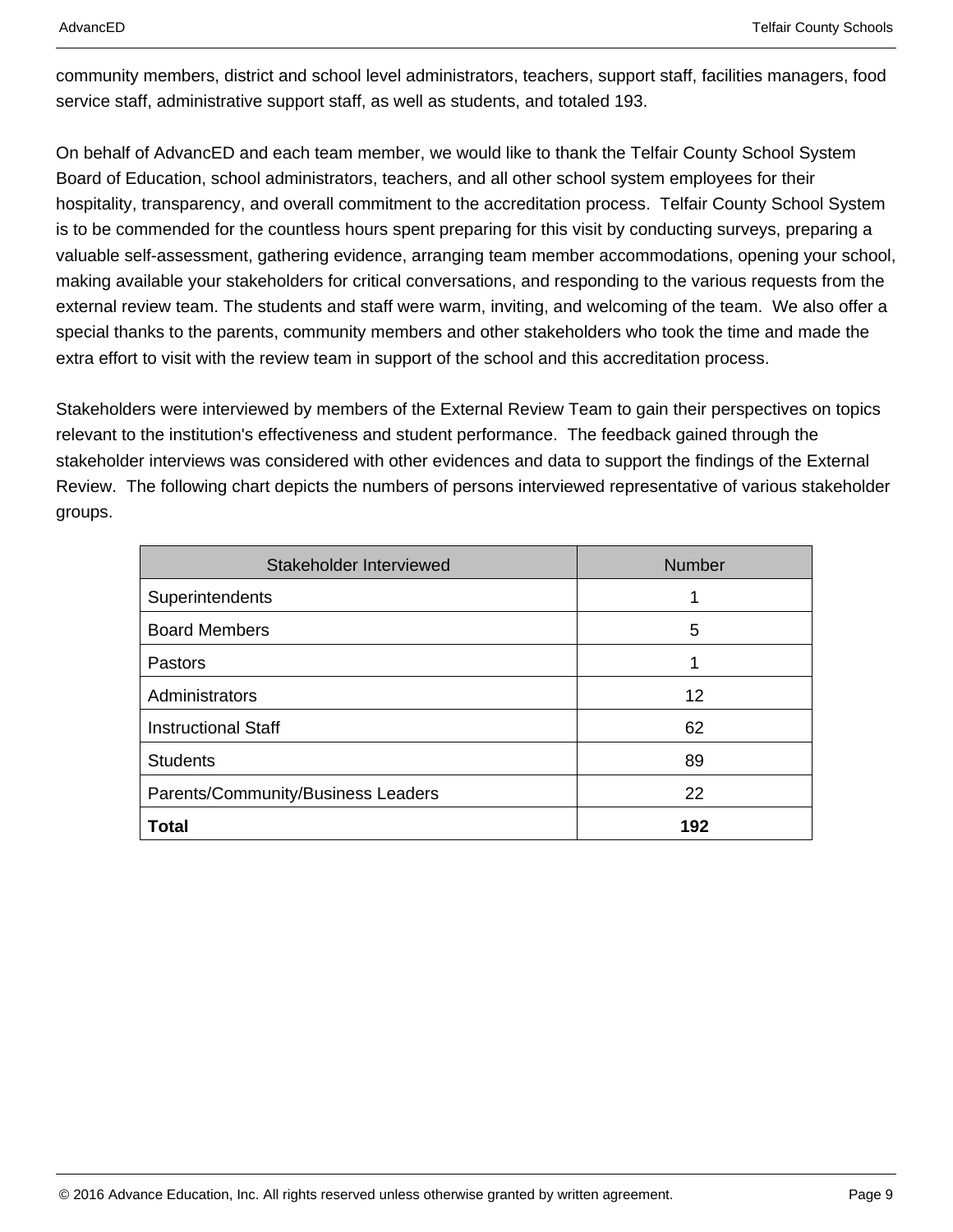community members, district and school level administrators, teachers, support staff, facilities managers, food service staff, administrative support staff, as well as students, and totaled 193.

On behalf of AdvancED and each team member, we would like to thank the Telfair County School System Board of Education, school administrators, teachers, and all other school system employees for their hospitality, transparency, and overall commitment to the accreditation process. Telfair County School System is to be commended for the countless hours spent preparing for this visit by conducting surveys, preparing a valuable self-assessment, gathering evidence, arranging team member accommodations, opening your school, making available your stakeholders for critical conversations, and responding to the various requests from the external review team. The students and staff were warm, inviting, and welcoming of the team. We also offer a special thanks to the parents, community members and other stakeholders who took the time and made the extra effort to visit with the review team in support of the school and this accreditation process.

Stakeholders were interviewed by members of the External Review Team to gain their perspectives on topics relevant to the institution's effectiveness and student performance. The feedback gained through the stakeholder interviews was considered with other evidences and data to support the findings of the External Review. The following chart depicts the numbers of persons interviewed representative of various stakeholder groups.

| Stakeholder Interviewed | Number |
|---|---|
| Superintendents | 1 |
| Board Members | 5 |
| Pastors | 1 |
| Administrators | 12 |
| Instructional Staff | 62 |
| Students | 89 |
| Parents/Community/Business Leaders | 22 |
| **Total** | **192** |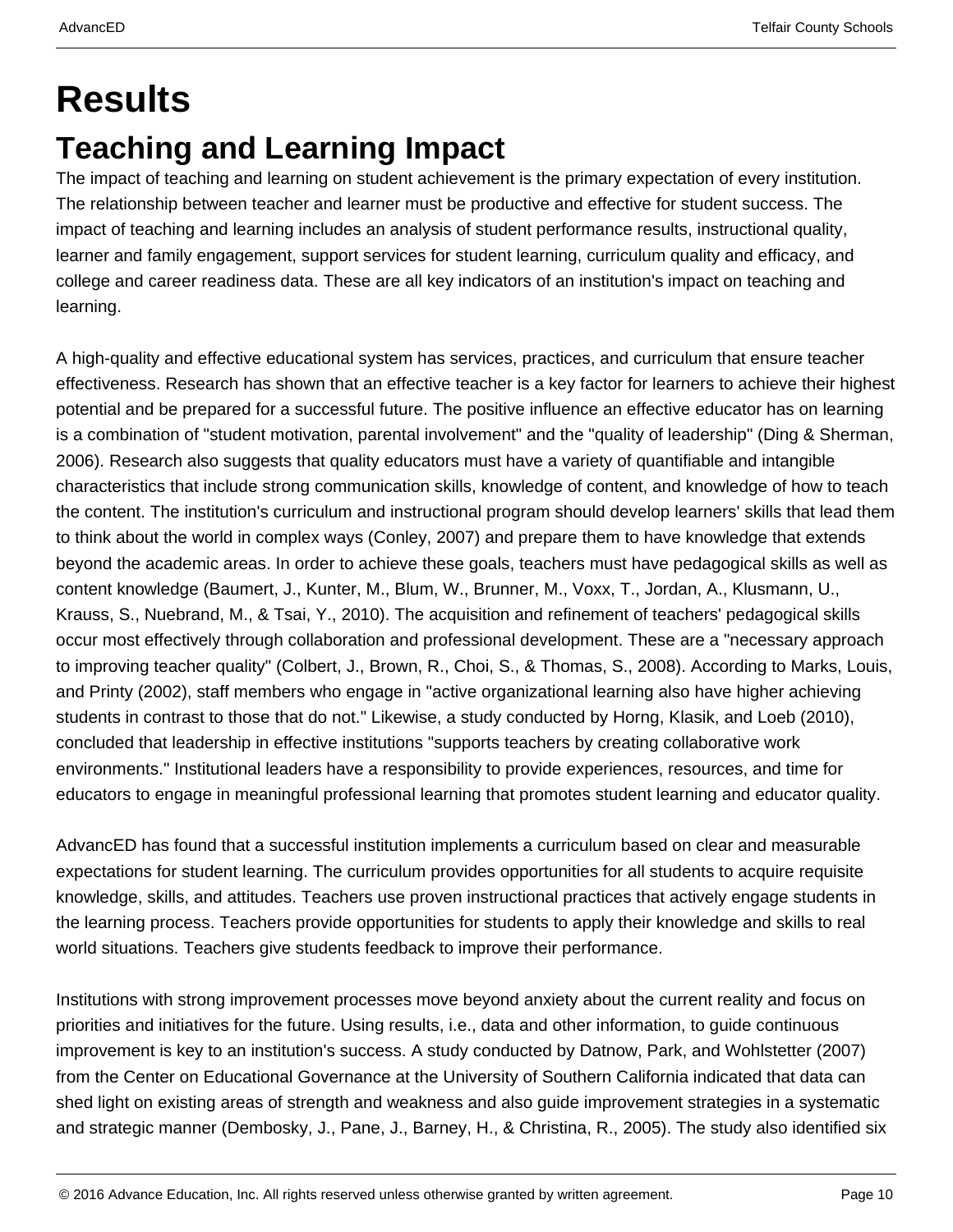# Results

## Teaching and Learning Impact

The impact of teaching and learning on student achievement is the primary expectation of every institution. The relationship between teacher and learner must be productive and effective for student success. The impact of teaching and learning includes an analysis of student performance results, instructional quality, learner and family engagement, support services for student learning, curriculum quality and efficacy, and college and career readiness data. These are all key indicators of an institution's impact on teaching and learning.

A high-quality and effective educational system has services, practices, and curriculum that ensure teacher effectiveness. Research has shown that an effective teacher is a key factor for learners to achieve their highest potential and be prepared for a successful future. The positive influence an effective educator has on learning is a combination of "student motivation, parental involvement" and the "quality of leadership" (Ding & Sherman, 2006). Research also suggests that quality educators must have a variety of quantifiable and intangible characteristics that include strong communication skills, knowledge of content, and knowledge of how to teach the content. The institution's curriculum and instructional program should develop learners' skills that lead them to think about the world in complex ways (Conley, 2007) and prepare them to have knowledge that extends beyond the academic areas. In order to achieve these goals, teachers must have pedagogical skills as well as content knowledge (Baumert, J., Kunter, M., Blum, W., Brunner, M., Voxx, T., Jordan, A., Klusmann, U., Krauss, S., Nuebrand, M., & Tsai, Y., 2010). The acquisition and refinement of teachers' pedagogical skills occur most effectively through collaboration and professional development. These are a "necessary approach to improving teacher quality" (Colbert, J., Brown, R., Choi, S., & Thomas, S., 2008). According to Marks, Louis, and Printy (2002), staff members who engage in "active organizational learning also have higher achieving students in contrast to those that do not." Likewise, a study conducted by Horng, Klasik, and Loeb (2010), concluded that leadership in effective institutions "supports teachers by creating collaborative work environments." Institutional leaders have a responsibility to provide experiences, resources, and time for educators to engage in meaningful professional learning that promotes student learning and educator quality.

AdvancED has found that a successful institution implements a curriculum based on clear and measurable expectations for student learning. The curriculum provides opportunities for all students to acquire requisite knowledge, skills, and attitudes. Teachers use proven instructional practices that actively engage students in the learning process. Teachers provide opportunities for students to apply their knowledge and skills to real world situations. Teachers give students feedback to improve their performance.

Institutions with strong improvement processes move beyond anxiety about the current reality and focus on priorities and initiatives for the future. Using results, i.e., data and other information, to guide continuous improvement is key to an institution's success. A study conducted by Datnow, Park, and Wohlstetter (2007) from the Center on Educational Governance at the University of Southern California indicated that data can shed light on existing areas of strength and weakness and also guide improvement strategies in a systematic and strategic manner (Dembosky, J., Pane, J., Barney, H., & Christina, R., 2005). The study also identified six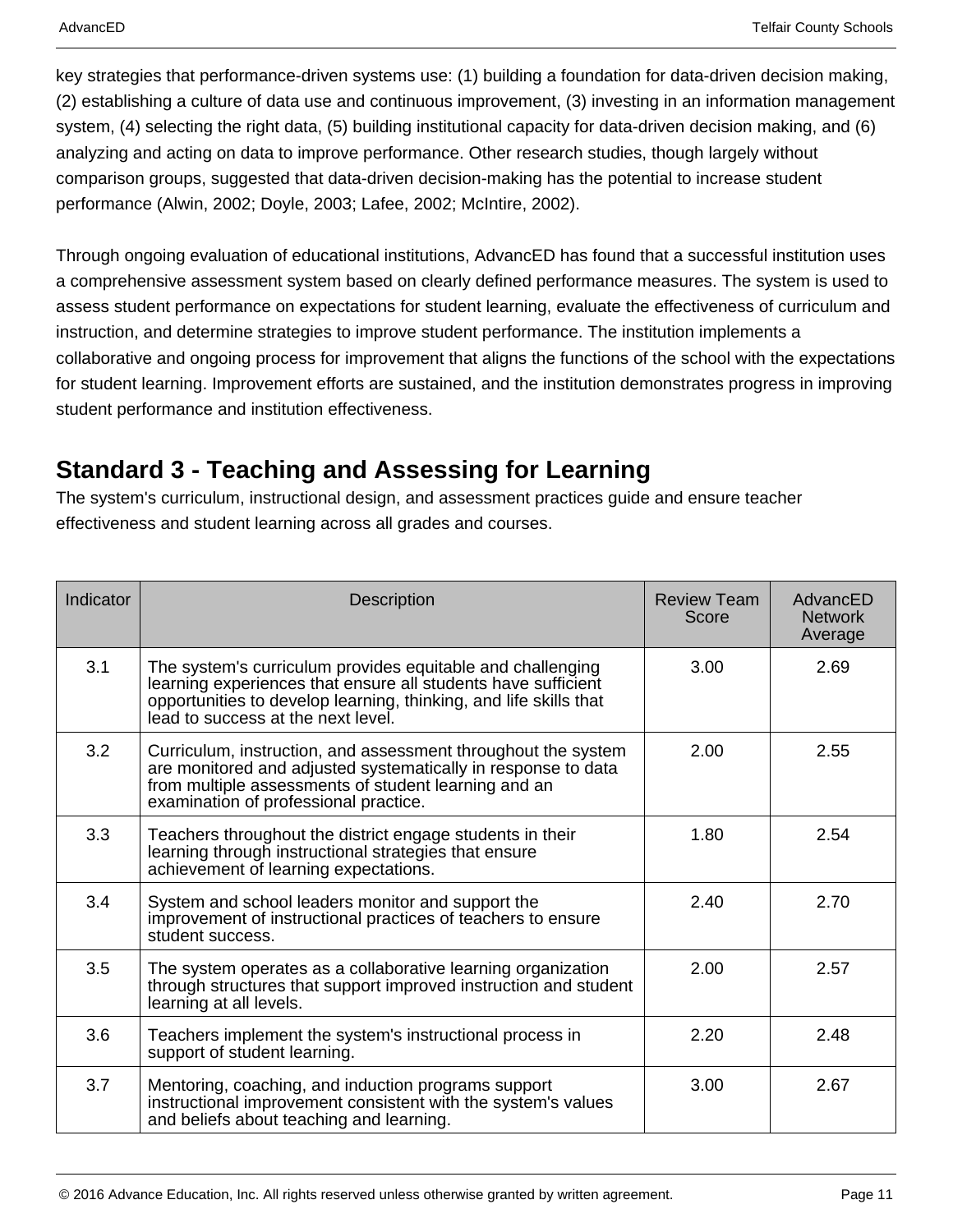key strategies that performance-driven systems use: (1) building a foundation for data-driven decision making, (2) establishing a culture of data use and continuous improvement, (3) investing in an information management system, (4) selecting the right data, (5) building institutional capacity for data-driven decision making, and (6) analyzing and acting on data to improve performance. Other research studies, though largely without comparison groups, suggested that data-driven decision-making has the potential to increase student performance (Alwin, 2002; Doyle, 2003; Lafee, 2002; McIntire, 2002).

Through ongoing evaluation of educational institutions, AdvancED has found that a successful institution uses a comprehensive assessment system based on clearly defined performance measures. The system is used to assess student performance on expectations for student learning, evaluate the effectiveness of curriculum and instruction, and determine strategies to improve student performance. The institution implements a collaborative and ongoing process for improvement that aligns the functions of the school with the expectations for student learning. Improvement efforts are sustained, and the institution demonstrates progress in improving student performance and institution effectiveness.

## Standard 3 - Teaching and Assessing for Learning

The system's curriculum, instructional design, and assessment practices guide and ensure teacher effectiveness and student learning across all grades and courses.

| Indicator | Description | Review Team Score | AdvancED Network Average |
|---|---|---|---|
| 3.1 | The system's curriculum provides equitable and challenging learning experiences that ensure all students have sufficient opportunities to develop learning, thinking, and life skills that lead to success at the next level. | 3.00 | 2.69 |
| 3.2 | Curriculum, instruction, and assessment throughout the system are monitored and adjusted systematically in response to data from multiple assessments of student learning and an examination of professional practice. | 2.00 | 2.55 |
| 3.3 | Teachers throughout the district engage students in their learning through instructional strategies that ensure achievement of learning expectations. | 1.80 | 2.54 |
| 3.4 | System and school leaders monitor and support the improvement of instructional practices of teachers to ensure student success. | 2.40 | 2.70 |
| 3.5 | The system operates as a collaborative learning organization through structures that support improved instruction and student learning at all levels. | 2.00 | 2.57 |
| 3.6 | Teachers implement the system's instructional process in support of student learning. | 2.20 | 2.48 |
| 3.7 | Mentoring, coaching, and induction programs support instructional improvement consistent with the system's values and beliefs about teaching and learning. | 3.00 | 2.67 |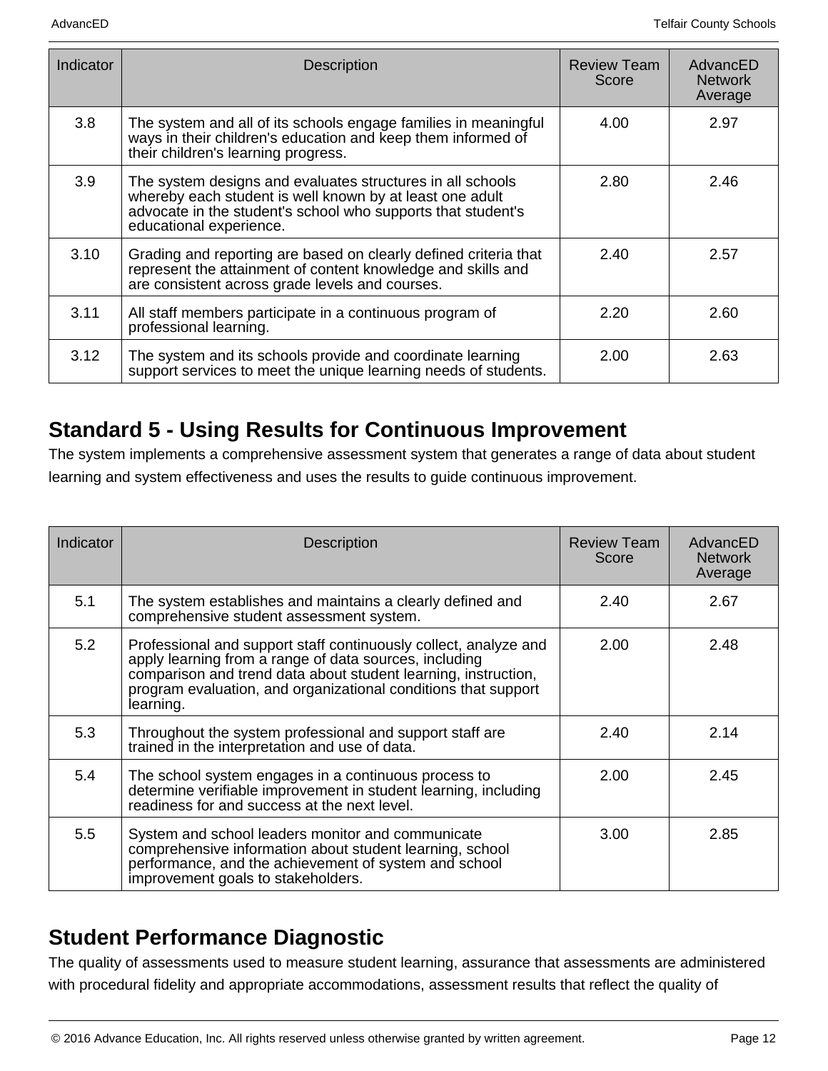| Indicator | Description | Review Team Score | AdvancED Network Average |
| --- | --- | --- | --- |
| 3.8 | The system and all of its schools engage families in meaningful ways in their children's education and keep them informed of their children's learning progress. | 4.00 | 2.97 |
| 3.9 | The system designs and evaluates structures in all schools whereby each student is well known by at least one adult advocate in the student's school who supports that student's educational experience. | 2.80 | 2.46 |
| 3.10 | Grading and reporting are based on clearly defined criteria that represent the attainment of content knowledge and skills and are consistent across grade levels and courses. | 2.40 | 2.57 |
| 3.11 | All staff members participate in a continuous program of professional learning. | 2.20 | 2.60 |
| 3.12 | The system and its schools provide and coordinate learning support services to meet the unique learning needs of students. | 2.00 | 2.63 |

## Standard 5 - Using Results for Continuous Improvement

The system implements a comprehensive assessment system that generates a range of data about student learning and system effectiveness and uses the results to guide continuous improvement.

| Indicator | Description | Review Team Score | AdvancED Network Average |
| --- | --- | --- | --- |
| 5.1 | The system establishes and maintains a clearly defined and comprehensive student assessment system. | 2.40 | 2.67 |
| 5.2 | Professional and support staff continuously collect, analyze and apply learning from a range of data sources, including comparison and trend data about student learning, instruction, program evaluation, and organizational conditions that support learning. | 2.00 | 2.48 |
| 5.3 | Throughout the system professional and support staff are trained in the interpretation and use of data. | 2.40 | 2.14 |
| 5.4 | The school system engages in a continuous process to determine verifiable improvement in student learning, including readiness for and success at the next level. | 2.00 | 2.45 |
| 5.5 | System and school leaders monitor and communicate comprehensive information about student learning, school performance, and the achievement of system and school improvement goals to stakeholders. | 3.00 | 2.85 |

## Student Performance Diagnostic

The quality of assessments used to measure student learning, assurance that assessments are administered with procedural fidelity and appropriate accommodations, assessment results that reflect the quality of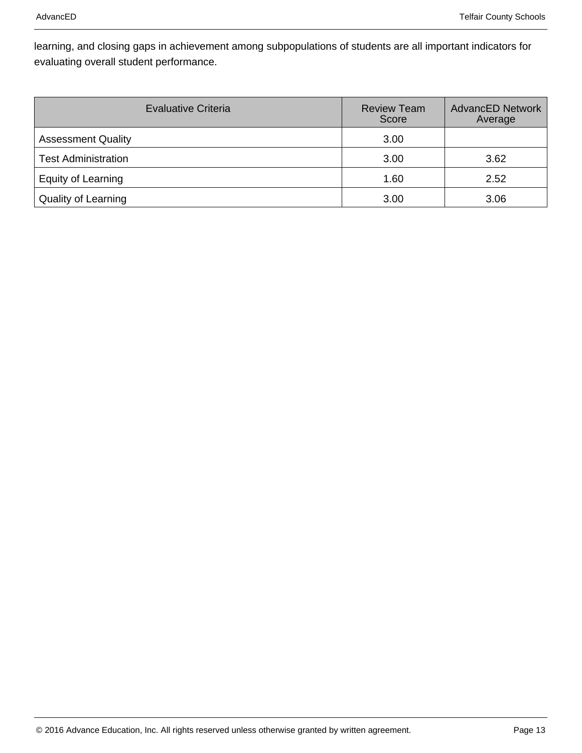learning, and closing gaps in achievement among subpopulations of students are all important indicators for evaluating overall student performance.

| Evaluative Criteria | Review Team Score | AdvancED Network Average |
| --- | --- | --- |
| Assessment Quality | 3.00 | |
| Test Administration | 3.00 | 3.62 |
| Equity of Learning | 1.60 | 2.52 |
| Quality of Learning | 3.00 | 3.06 |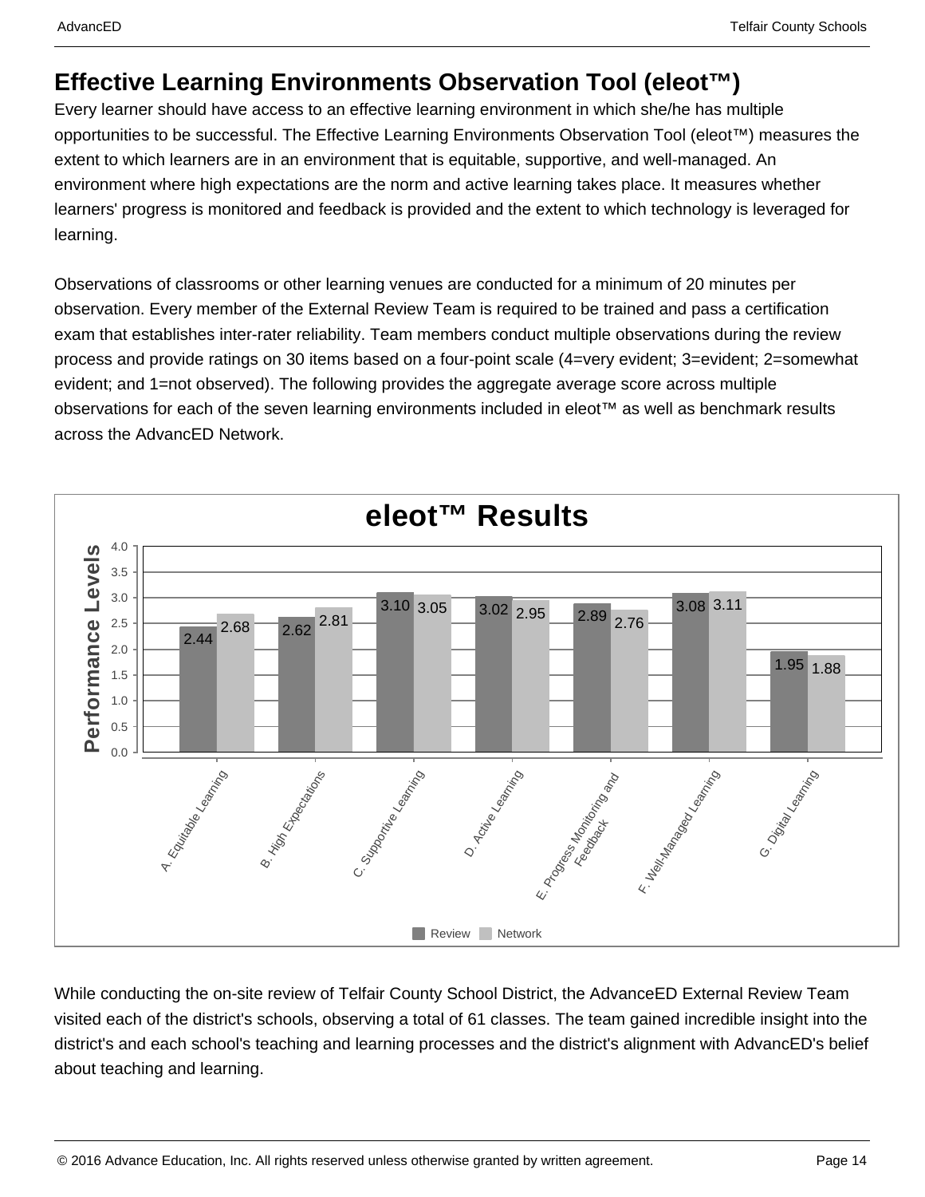## Effective Learning Environments Observation Tool (eleot™)

Every learner should have access to an effective learning environment in which she/he has multiple opportunities to be successful. The Effective Learning Environments Observation Tool (eleot™) measures the extent to which learners are in an environment that is equitable, supportive, and well-managed. An environment where high expectations are the norm and active learning takes place. It measures whether learners' progress is monitored and feedback is provided and the extent to which technology is leveraged for learning.

Observations of classrooms or other learning venues are conducted for a minimum of 20 minutes per observation. Every member of the External Review Team is required to be trained and pass a certification exam that establishes inter-rater reliability. Team members conduct multiple observations during the review process and provide ratings on 30 items based on a four-point scale (4=very evident; 3=evident; 2=somewhat evident; and 1=not observed). The following provides the aggregate average score across multiple observations for each of the seven learning environments included in eleot™ as well as benchmark results across the AdvancED Network.

**eleot™ Results**

| Learning Environment | Review | Network |
|---|---|---|
| A. Equitable Learning | 2.44 | 2.68 |
| B. High Expectations | 2.62 | 2.81 |
| C. Supportive Learning | 3.10 | 3.05 |
| D. Active Learning | 3.02 | 2.95 |
| E. Progress Monitoring and Feedback | 2.89 | 2.76 |
| F. Well-Managed Learning | 3.08 | 3.11 |
| G. Digital Learning | 1.95 | 1.88 |

While conducting the on-site review of Telfair County School District, the AdvanceED External Review Team visited each of the district's schools, observing a total of 61 classes. The team gained incredible insight into the district's and each school's teaching and learning processes and the district's alignment with AdvancED's belief about teaching and learning.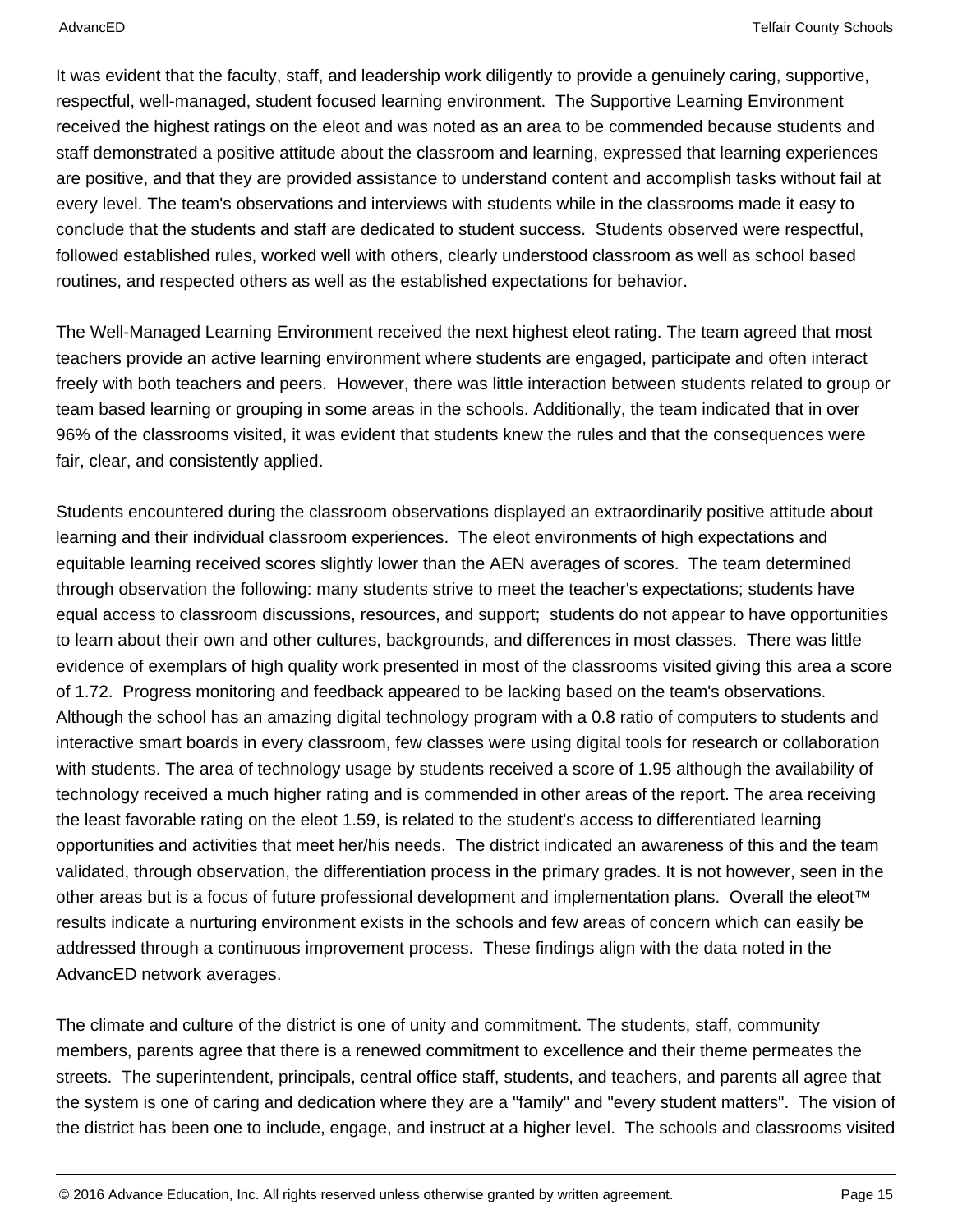It was evident that the faculty, staff, and leadership work diligently to provide a genuinely caring, supportive, respectful, well-managed, student focused learning environment.  The Supportive Learning Environment received the highest ratings on the eleot and was noted as an area to be commended because students and staff demonstrated a positive attitude about the classroom and learning, expressed that learning experiences are positive, and that they are provided assistance to understand content and accomplish tasks without fail at every level. The team's observations and interviews with students while in the classrooms made it easy to conclude that the students and staff are dedicated to student success.  Students observed were respectful, followed established rules, worked well with others, clearly understood classroom as well as school based routines, and respected others as well as the established expectations for behavior.

The Well-Managed Learning Environment received the next highest eleot rating. The team agreed that most teachers provide an active learning environment where students are engaged, participate and often interact freely with both teachers and peers.  However, there was little interaction between students related to group or team based learning or grouping in some areas in the schools. Additionally, the team indicated that in over 96% of the classrooms visited, it was evident that students knew the rules and that the consequences were fair, clear, and consistently applied.

Students encountered during the classroom observations displayed an extraordinarily positive attitude about learning and their individual classroom experiences.  The eleot environments of high expectations and equitable learning received scores slightly lower than the AEN averages of scores.  The team determined through observation the following: many students strive to meet the teacher's expectations; students have equal access to classroom discussions, resources, and support;  students do not appear to have opportunities to learn about their own and other cultures, backgrounds, and differences in most classes.  There was little evidence of exemplars of high quality work presented in most of the classrooms visited giving this area a score of 1.72.  Progress monitoring and feedback appeared to be lacking based on the team's observations.  Although the school has an amazing digital technology program with a 0.8 ratio of computers to students and interactive smart boards in every classroom, few classes were using digital tools for research or collaboration with students. The area of technology usage by students received a score of 1.95 although the availability of technology received a much higher rating and is commended in other areas of the report. The area receiving the least favorable rating on the eleot 1.59, is related to the student's access to differentiated learning opportunities and activities that meet her/his needs.  The district indicated an awareness of this and the team validated, through observation, the differentiation process in the primary grades. It is not however, seen in the other areas but is a focus of future professional development and implementation plans.  Overall the eleot™ results indicate a nurturing environment exists in the schools and few areas of concern which can easily be addressed through a continuous improvement process.  These findings align with the data noted in the AdvancED network averages.

The climate and culture of the district is one of unity and commitment. The students, staff, community members, parents agree that there is a renewed commitment to excellence and their theme permeates the streets.  The superintendent, principals, central office staff, students, and teachers, and parents all agree that the system is one of caring and dedication where they are a "family" and "every student matters".  The vision of the district has been one to include, engage, and instruct at a higher level.  The schools and classrooms visited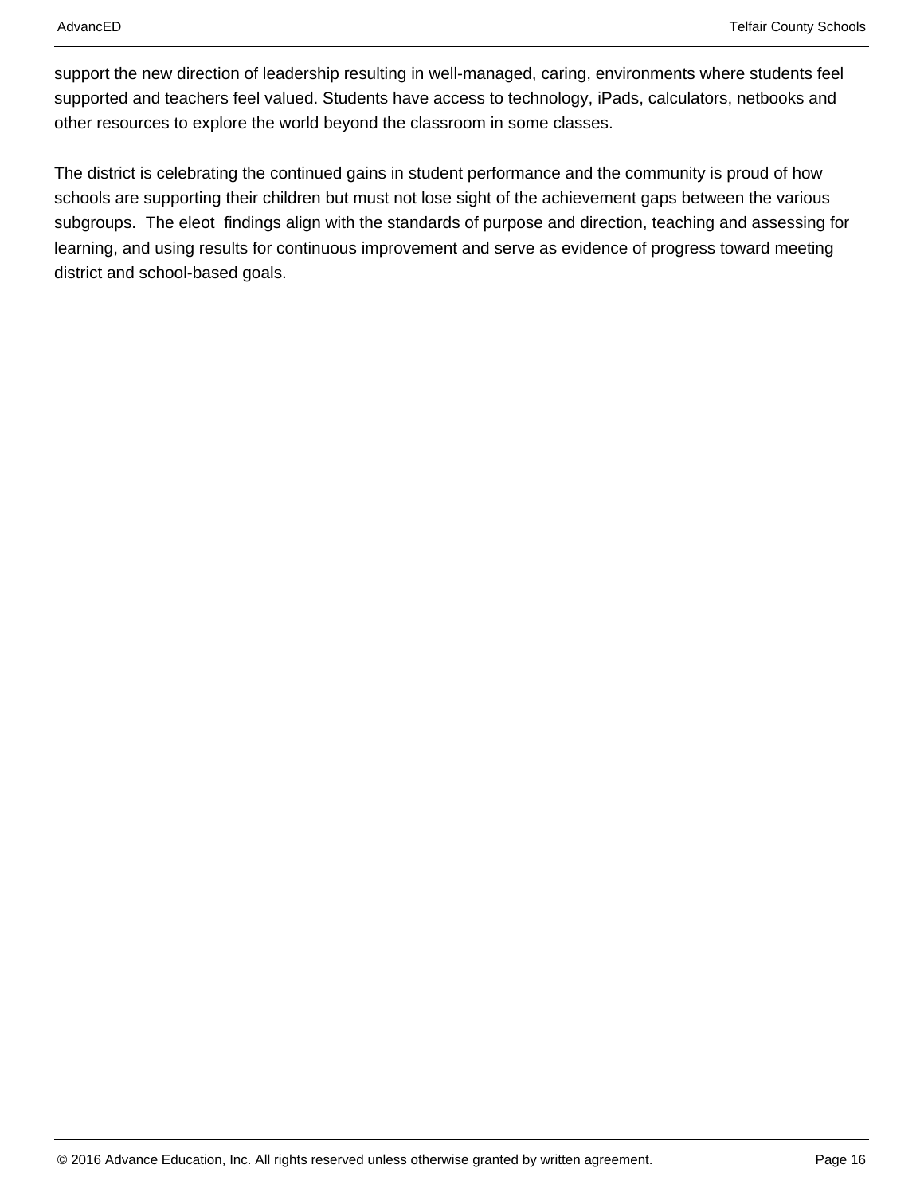support the new direction of leadership resulting in well-managed, caring, environments where students feel supported and teachers feel valued. Students have access to technology, iPads, calculators, netbooks and other resources to explore the world beyond the classroom in some classes.

The district is celebrating the continued gains in student performance and the community is proud of how schools are supporting their children but must not lose sight of the achievement gaps between the various subgroups.  The eleot  findings align with the standards of purpose and direction, teaching and assessing for learning, and using results for continuous improvement and serve as evidence of progress toward meeting district and school-based goals.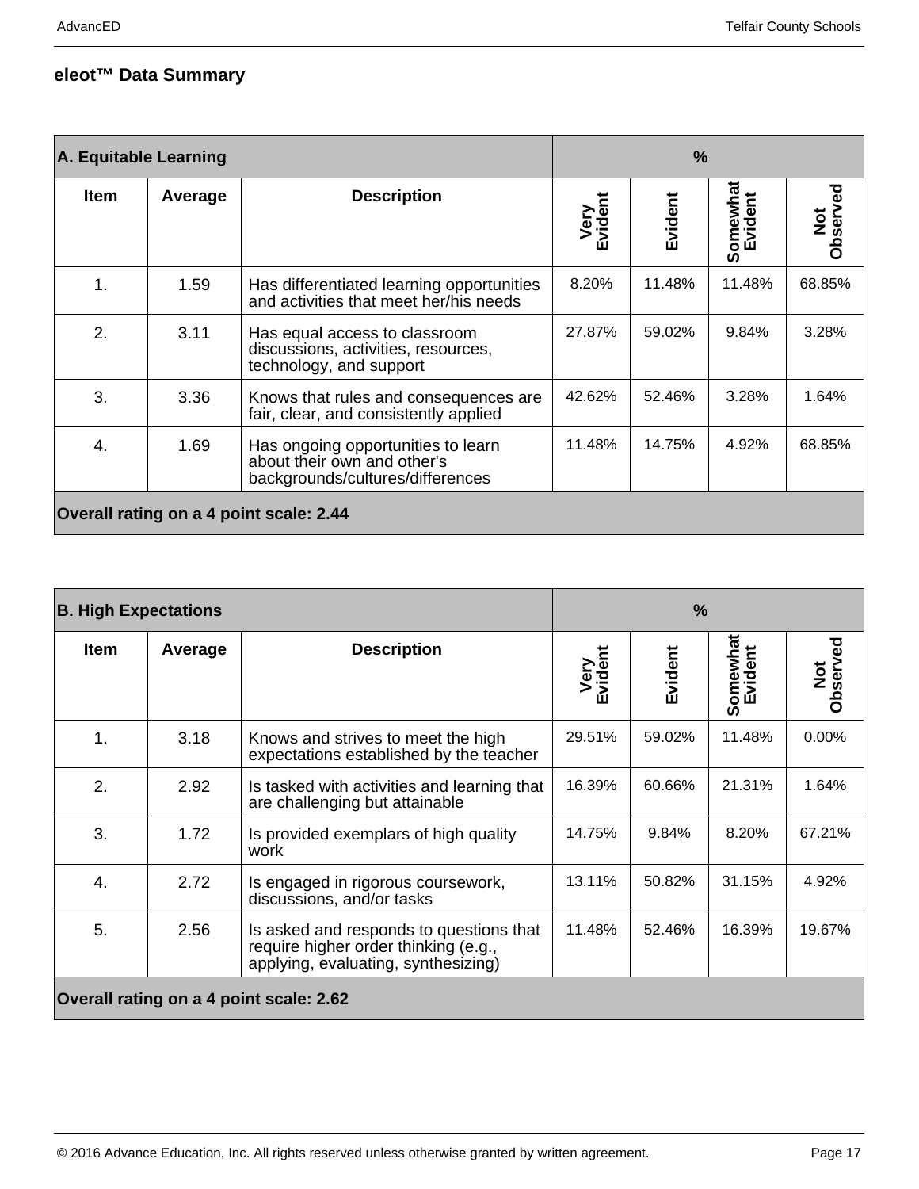## eleot™ Data Summary

| A. Equitable Learning | | | % | | | |
|---|---|---|---|---|---|---|
| Item | Average | Description | Very Evident | Evident | Somewhat Evident | Not Observed |
| 1. | 1.59 | Has differentiated learning opportunities and activities that meet her/his needs | 8.20% | 11.48% | 11.48% | 68.85% |
| 2. | 3.11 | Has equal access to classroom discussions, activities, resources, technology, and support | 27.87% | 59.02% | 9.84% | 3.28% |
| 3. | 3.36 | Knows that rules and consequences are fair, clear, and consistently applied | 42.62% | 52.46% | 3.28% | 1.64% |
| 4. | 1.69 | Has ongoing opportunities to learn about their own and other's backgrounds/cultures/differences | 11.48% | 14.75% | 4.92% | 68.85% |
| Overall rating on a 4 point scale: 2.44 | | | | | | |

| B. High Expectations | | | % | | | |
|---|---|---|---|---|---|---|
| Item | Average | Description | Very Evident | Evident | Somewhat Evident | Not Observed |
| 1. | 3.18 | Knows and strives to meet the high expectations established by the teacher | 29.51% | 59.02% | 11.48% | 0.00% |
| 2. | 2.92 | Is tasked with activities and learning that are challenging but attainable | 16.39% | 60.66% | 21.31% | 1.64% |
| 3. | 1.72 | Is provided exemplars of high quality work | 14.75% | 9.84% | 8.20% | 67.21% |
| 4. | 2.72 | Is engaged in rigorous coursework, discussions, and/or tasks | 13.11% | 50.82% | 31.15% | 4.92% |
| 5. | 2.56 | Is asked and responds to questions that require higher order thinking (e.g., applying, evaluating, synthesizing) | 11.48% | 52.46% | 16.39% | 19.67% |
| Overall rating on a 4 point scale: 2.62 | | | | | | |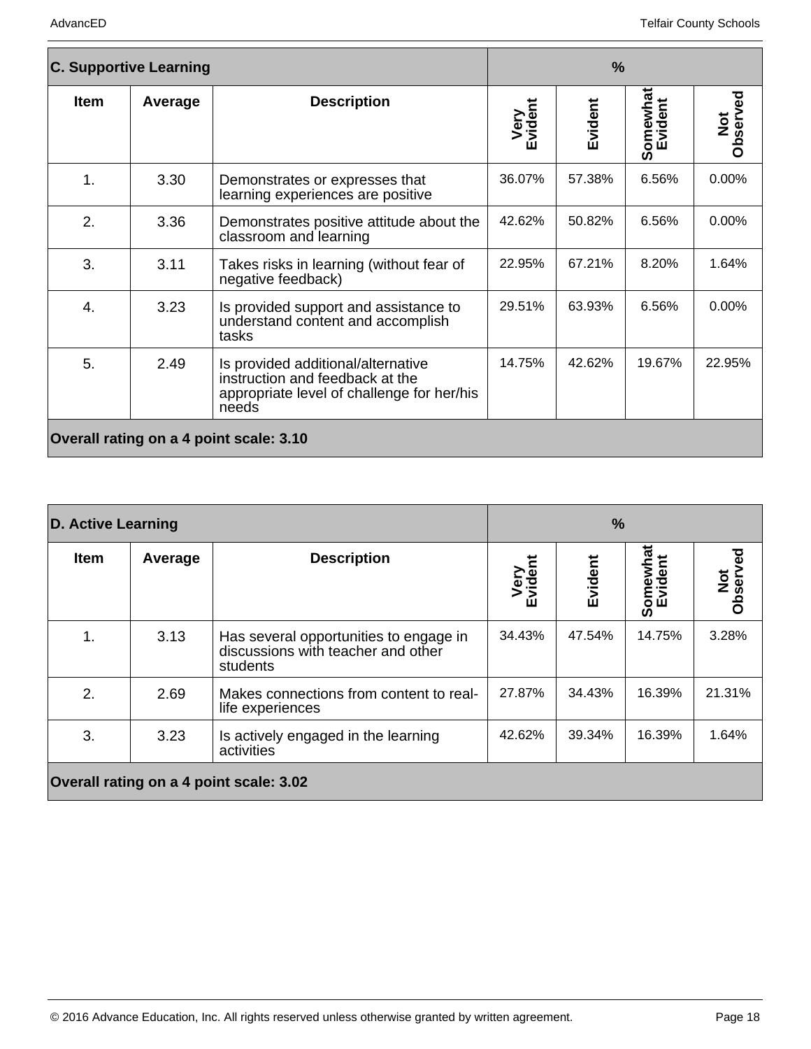| C. Supportive Learning | | | % | | | |
|---|---|---|---|---|---|---|
| Item | Average | Description | Very Evident | Evident | Somewhat Evident | Not Observed |
| 1. | 3.30 | Demonstrates or expresses that learning experiences are positive | 36.07% | 57.38% | 6.56% | 0.00% |
| 2. | 3.36 | Demonstrates positive attitude about the classroom and learning | 42.62% | 50.82% | 6.56% | 0.00% |
| 3. | 3.11 | Takes risks in learning (without fear of negative feedback) | 22.95% | 67.21% | 8.20% | 1.64% |
| 4. | 3.23 | Is provided support and assistance to understand content and accomplish tasks | 29.51% | 63.93% | 6.56% | 0.00% |
| 5. | 2.49 | Is provided additional/alternative instruction and feedback at the appropriate level of challenge for her/his needs | 14.75% | 42.62% | 19.67% | 22.95% |
| **Overall rating on a 4 point scale: 3.10** | | | | | | |

| D. Active Learning | | | % | | | |
|---|---|---|---|---|---|---|
| Item | Average | Description | Very Evident | Evident | Somewhat Evident | Not Observed |
| 1. | 3.13 | Has several opportunities to engage in discussions with teacher and other students | 34.43% | 47.54% | 14.75% | 3.28% |
| 2. | 2.69 | Makes connections from content to real-life experiences | 27.87% | 34.43% | 16.39% | 21.31% |
| 3. | 3.23 | Is actively engaged in the learning activities | 42.62% | 39.34% | 16.39% | 1.64% |
| **Overall rating on a 4 point scale: 3.02** | | | | | | |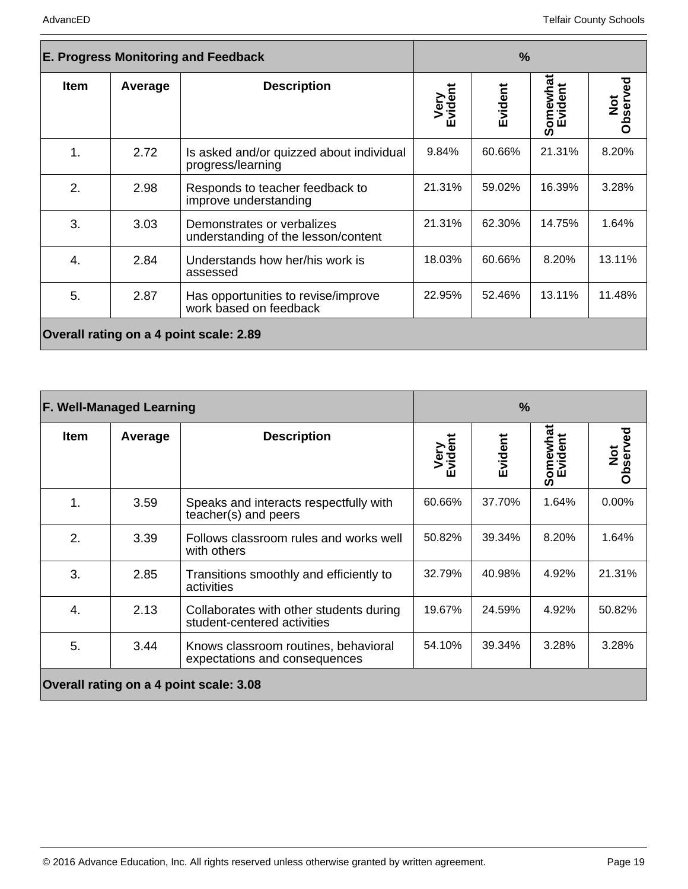| E. Progress Monitoring and Feedback | | | % | | | |
|---|---|---|---|---|---|---|
| **Item** | **Average** | **Description** | **Very Evident** | **Evident** | **Somewhat Evident** | **Not Observed** |
| 1. | 2.72 | Is asked and/or quizzed about individual progress/learning | 9.84% | 60.66% | 21.31% | 8.20% |
| 2. | 2.98 | Responds to teacher feedback to improve understanding | 21.31% | 59.02% | 16.39% | 3.28% |
| 3. | 3.03 | Demonstrates or verbalizes understanding of the lesson/content | 21.31% | 62.30% | 14.75% | 1.64% |
| 4. | 2.84 | Understands how her/his work is assessed | 18.03% | 60.66% | 8.20% | 13.11% |
| 5. | 2.87 | Has opportunities to revise/improve work based on feedback | 22.95% | 52.46% | 13.11% | 11.48% |
| **Overall rating on a 4 point scale: 2.89** | | | | | | |

| F. Well-Managed Learning | | | % | | | |
|---|---|---|---|---|---|---|
| **Item** | **Average** | **Description** | **Very Evident** | **Evident** | **Somewhat Evident** | **Not Observed** |
| 1. | 3.59 | Speaks and interacts respectfully with teacher(s) and peers | 60.66% | 37.70% | 1.64% | 0.00% |
| 2. | 3.39 | Follows classroom rules and works well with others | 50.82% | 39.34% | 8.20% | 1.64% |
| 3. | 2.85 | Transitions smoothly and efficiently to activities | 32.79% | 40.98% | 4.92% | 21.31% |
| 4. | 2.13 | Collaborates with other students during student-centered activities | 19.67% | 24.59% | 4.92% | 50.82% |
| 5. | 3.44 | Knows classroom routines, behavioral expectations and consequences | 54.10% | 39.34% | 3.28% | 3.28% |
| **Overall rating on a 4 point scale: 3.08** | | | | | | |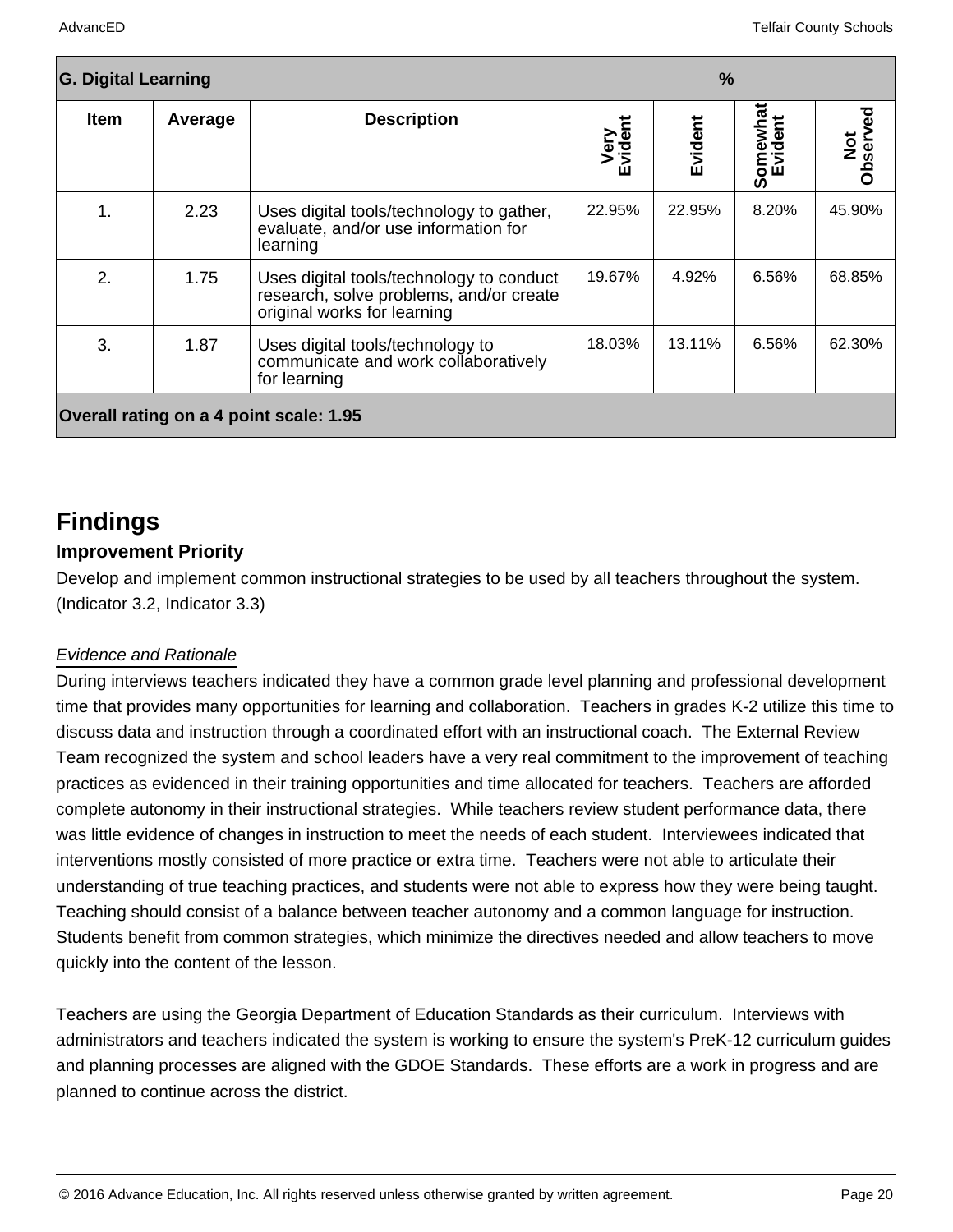| G. Digital Learning | | | % | | | |
|---|---|---|---|---|---|---|
| Item | Average | Description | Very Evident | Evident | Somewhat Evident | Not Observed |
| 1. | 2.23 | Uses digital tools/technology to gather, evaluate, and/or use information for learning | 22.95% | 22.95% | 8.20% | 45.90% |
| 2. | 1.75 | Uses digital tools/technology to conduct research, solve problems, and/or create original works for learning | 19.67% | 4.92% | 6.56% | 68.85% |
| 3. | 1.87 | Uses digital tools/technology to communicate and work collaboratively for learning | 18.03% | 13.11% | 6.56% | 62.30% |
| **Overall rating on a 4 point scale: 1.95** | | | | | | |

# Findings

### Improvement Priority

Develop and implement common instructional strategies to be used by all teachers throughout the system. (Indicator 3.2, Indicator 3.3)

*Evidence and Rationale*

During interviews teachers indicated they have a common grade level planning and professional development time that provides many opportunities for learning and collaboration. Teachers in grades K-2 utilize this time to discuss data and instruction through a coordinated effort with an instructional coach. The External Review Team recognized the system and school leaders have a very real commitment to the improvement of teaching practices as evidenced in their training opportunities and time allocated for teachers. Teachers are afforded complete autonomy in their instructional strategies. While teachers review student performance data, there was little evidence of changes in instruction to meet the needs of each student. Interviewees indicated that interventions mostly consisted of more practice or extra time. Teachers were not able to articulate their understanding of true teaching practices, and students were not able to express how they were being taught. Teaching should consist of a balance between teacher autonomy and a common language for instruction. Students benefit from common strategies, which minimize the directives needed and allow teachers to move quickly into the content of the lesson.

Teachers are using the Georgia Department of Education Standards as their curriculum. Interviews with administrators and teachers indicated the system is working to ensure the system's PreK-12 curriculum guides and planning processes are aligned with the GDOE Standards. These efforts are a work in progress and are planned to continue across the district.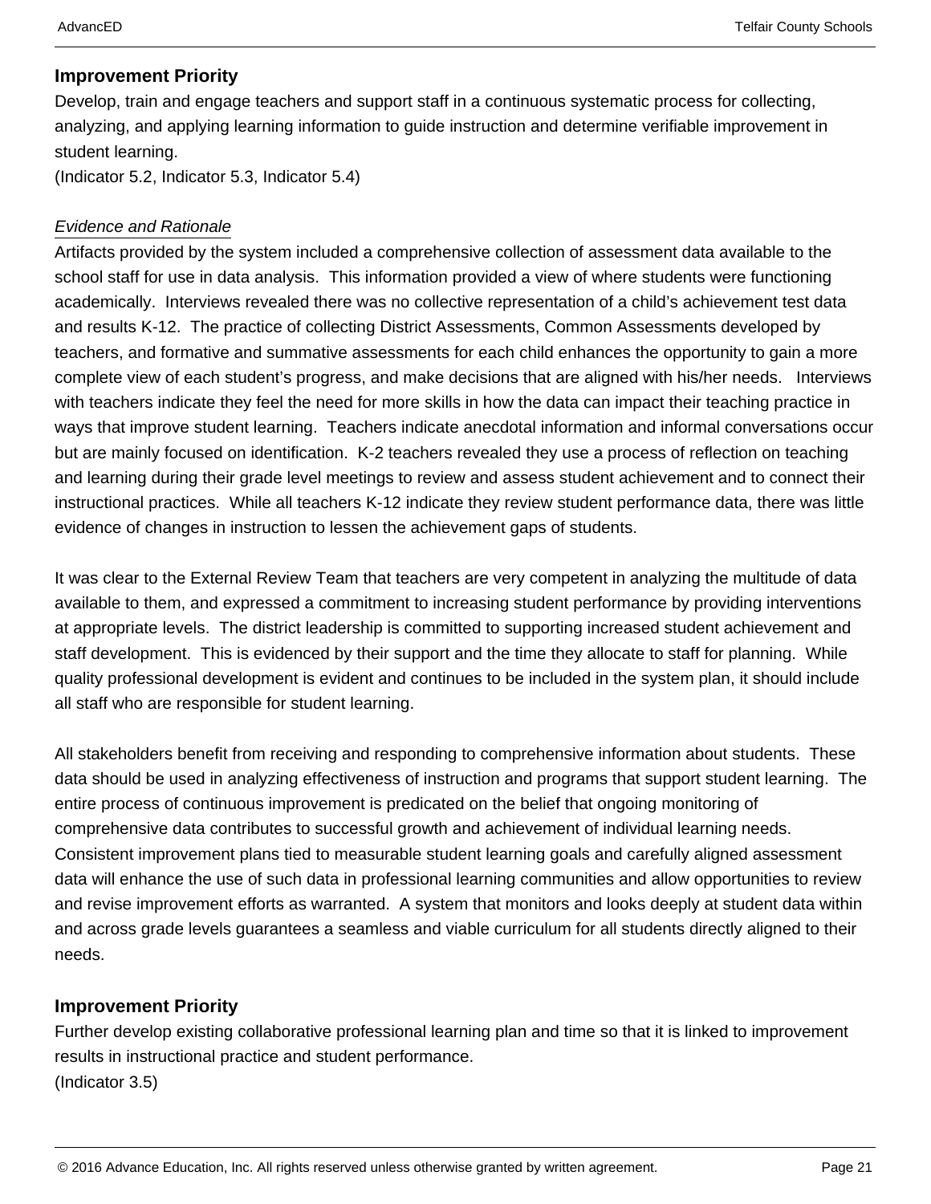**Improvement Priority**

Develop, train and engage teachers and support staff in a continuous systematic process for collecting, analyzing, and applying learning information to guide instruction and determine verifiable improvement in student learning.
(Indicator 5.2, Indicator 5.3, Indicator 5.4)

*Evidence and Rationale*

Artifacts provided by the system included a comprehensive collection of assessment data available to the school staff for use in data analysis. This information provided a view of where students were functioning academically. Interviews revealed there was no collective representation of a child's achievement test data and results K-12. The practice of collecting District Assessments, Common Assessments developed by teachers, and formative and summative assessments for each child enhances the opportunity to gain a more complete view of each student's progress, and make decisions that are aligned with his/her needs. Interviews with teachers indicate they feel the need for more skills in how the data can impact their teaching practice in ways that improve student learning. Teachers indicate anecdotal information and informal conversations occur but are mainly focused on identification. K-2 teachers revealed they use a process of reflection on teaching and learning during their grade level meetings to review and assess student achievement and to connect their instructional practices. While all teachers K-12 indicate they review student performance data, there was little evidence of changes in instruction to lessen the achievement gaps of students.

It was clear to the External Review Team that teachers are very competent in analyzing the multitude of data available to them, and expressed a commitment to increasing student performance by providing interventions at appropriate levels. The district leadership is committed to supporting increased student achievement and staff development. This is evidenced by their support and the time they allocate to staff for planning. While quality professional development is evident and continues to be included in the system plan, it should include all staff who are responsible for student learning.

All stakeholders benefit from receiving and responding to comprehensive information about students. These data should be used in analyzing effectiveness of instruction and programs that support student learning. The entire process of continuous improvement is predicated on the belief that ongoing monitoring of comprehensive data contributes to successful growth and achievement of individual learning needs. Consistent improvement plans tied to measurable student learning goals and carefully aligned assessment data will enhance the use of such data in professional learning communities and allow opportunities to review and revise improvement efforts as warranted. A system that monitors and looks deeply at student data within and across grade levels guarantees a seamless and viable curriculum for all students directly aligned to their needs.

**Improvement Priority**

Further develop existing collaborative professional learning plan and time so that it is linked to improvement results in instructional practice and student performance.
(Indicator 3.5)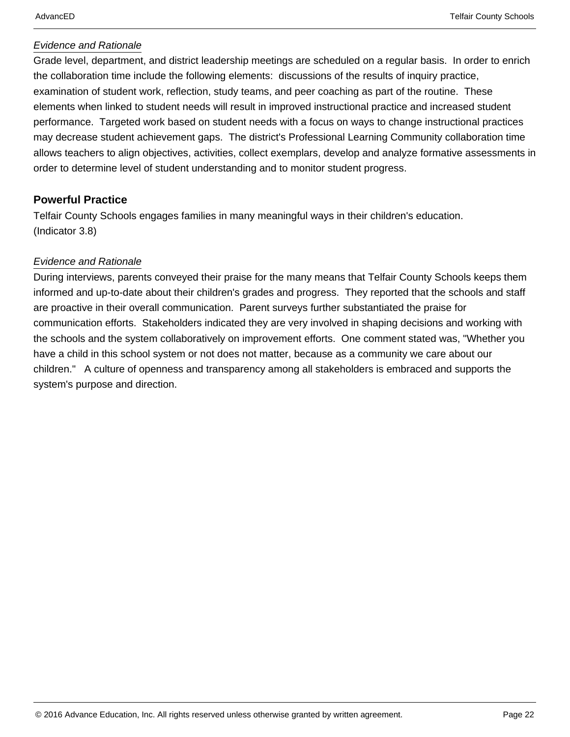*Evidence and Rationale*

Grade level, department, and district leadership meetings are scheduled on a regular basis. In order to enrich the collaboration time include the following elements: discussions of the results of inquiry practice, examination of student work, reflection, study teams, and peer coaching as part of the routine. These elements when linked to student needs will result in improved instructional practice and increased student performance. Targeted work based on student needs with a focus on ways to change instructional practices may decrease student achievement gaps. The district's Professional Learning Community collaboration time allows teachers to align objectives, activities, collect exemplars, develop and analyze formative assessments in order to determine level of student understanding and to monitor student progress.

**Powerful Practice**

Telfair County Schools engages families in many meaningful ways in their children's education.
(Indicator 3.8)

*Evidence and Rationale*

During interviews, parents conveyed their praise for the many means that Telfair County Schools keeps them informed and up-to-date about their children's grades and progress. They reported that the schools and staff are proactive in their overall communication. Parent surveys further substantiated the praise for communication efforts. Stakeholders indicated they are very involved in shaping decisions and working with the schools and the system collaboratively on improvement efforts. One comment stated was, "Whether you have a child in this school system or not does not matter, because as a community we care about our children." A culture of openness and transparency among all stakeholders is embraced and supports the system's purpose and direction.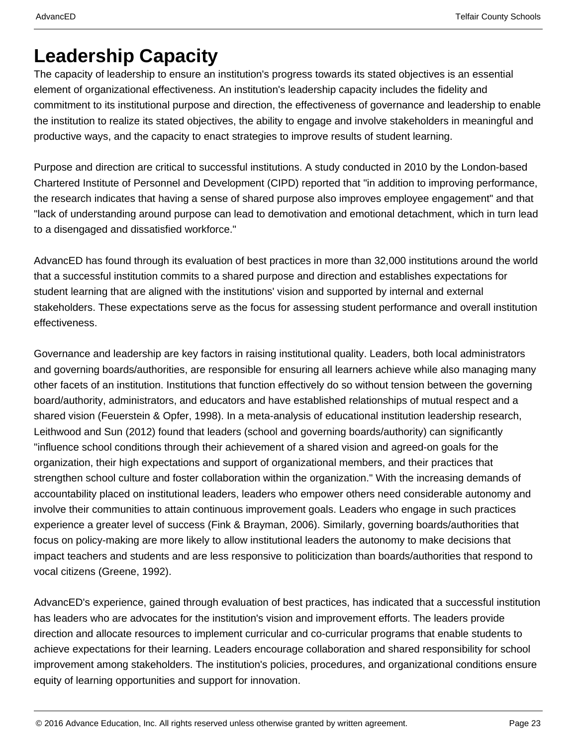# Leadership Capacity

The capacity of leadership to ensure an institution's progress towards its stated objectives is an essential element of organizational effectiveness. An institution's leadership capacity includes the fidelity and commitment to its institutional purpose and direction, the effectiveness of governance and leadership to enable the institution to realize its stated objectives, the ability to engage and involve stakeholders in meaningful and productive ways, and the capacity to enact strategies to improve results of student learning.

Purpose and direction are critical to successful institutions. A study conducted in 2010 by the London-based Chartered Institute of Personnel and Development (CIPD) reported that "in addition to improving performance, the research indicates that having a sense of shared purpose also improves employee engagement" and that "lack of understanding around purpose can lead to demotivation and emotional detachment, which in turn lead to a disengaged and dissatisfied workforce."

AdvancED has found through its evaluation of best practices in more than 32,000 institutions around the world that a successful institution commits to a shared purpose and direction and establishes expectations for student learning that are aligned with the institutions' vision and supported by internal and external stakeholders. These expectations serve as the focus for assessing student performance and overall institution effectiveness.

Governance and leadership are key factors in raising institutional quality. Leaders, both local administrators and governing boards/authorities, are responsible for ensuring all learners achieve while also managing many other facets of an institution. Institutions that function effectively do so without tension between the governing board/authority, administrators, and educators and have established relationships of mutual respect and a shared vision (Feuerstein & Opfer, 1998). In a meta-analysis of educational institution leadership research, Leithwood and Sun (2012) found that leaders (school and governing boards/authority) can significantly "influence school conditions through their achievement of a shared vision and agreed-on goals for the organization, their high expectations and support of organizational members, and their practices that strengthen school culture and foster collaboration within the organization." With the increasing demands of accountability placed on institutional leaders, leaders who empower others need considerable autonomy and involve their communities to attain continuous improvement goals. Leaders who engage in such practices experience a greater level of success (Fink & Brayman, 2006). Similarly, governing boards/authorities that focus on policy-making are more likely to allow institutional leaders the autonomy to make decisions that impact teachers and students and are less responsive to politicization than boards/authorities that respond to vocal citizens (Greene, 1992).

AdvancED's experience, gained through evaluation of best practices, has indicated that a successful institution has leaders who are advocates for the institution's vision and improvement efforts. The leaders provide direction and allocate resources to implement curricular and co-curricular programs that enable students to achieve expectations for their learning. Leaders encourage collaboration and shared responsibility for school improvement among stakeholders. The institution's policies, procedures, and organizational conditions ensure equity of learning opportunities and support for innovation.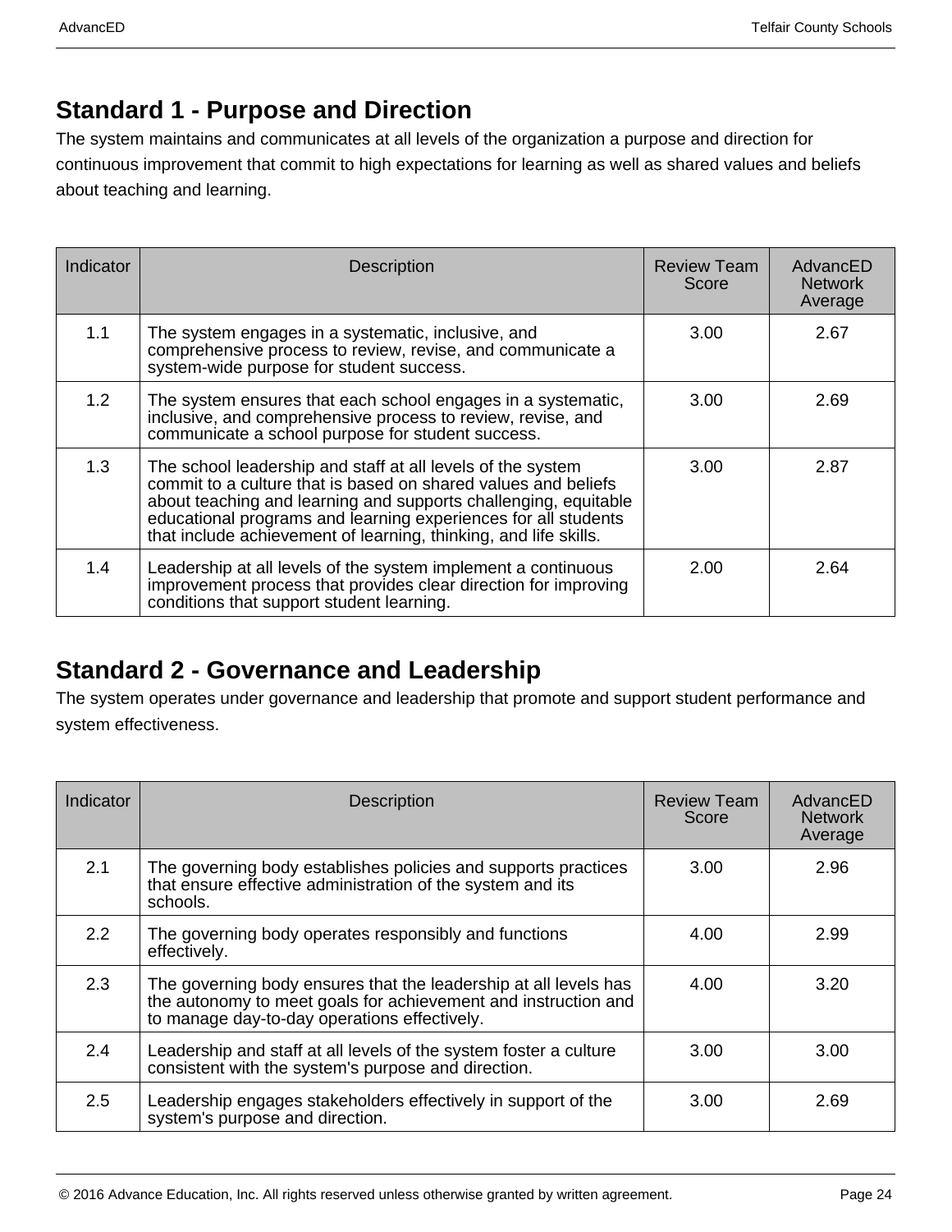## Standard 1 - Purpose and Direction

The system maintains and communicates at all levels of the organization a purpose and direction for continuous improvement that commit to high expectations for learning as well as shared values and beliefs about teaching and learning.

| Indicator | Description | Review Team Score | AdvancED Network Average |
|---|---|---|---|
| 1.1 | The system engages in a systematic, inclusive, and comprehensive process to review, revise, and communicate a system-wide purpose for student success. | 3.00 | 2.67 |
| 1.2 | The system ensures that each school engages in a systematic, inclusive, and comprehensive process to review, revise, and communicate a school purpose for student success. | 3.00 | 2.69 |
| 1.3 | The school leadership and staff at all levels of the system commit to a culture that is based on shared values and beliefs about teaching and learning and supports challenging, equitable educational programs and learning experiences for all students that include achievement of learning, thinking, and life skills. | 3.00 | 2.87 |
| 1.4 | Leadership at all levels of the system implement a continuous improvement process that provides clear direction for improving conditions that support student learning. | 2.00 | 2.64 |

## Standard 2 - Governance and Leadership

The system operates under governance and leadership that promote and support student performance and system effectiveness.

| Indicator | Description | Review Team Score | AdvancED Network Average |
|---|---|---|---|
| 2.1 | The governing body establishes policies and supports practices that ensure effective administration of the system and its schools. | 3.00 | 2.96 |
| 2.2 | The governing body operates responsibly and functions effectively. | 4.00 | 2.99 |
| 2.3 | The governing body ensures that the leadership at all levels has the autonomy to meet goals for achievement and instruction and to manage day-to-day operations effectively. | 4.00 | 3.20 |
| 2.4 | Leadership and staff at all levels of the system foster a culture consistent with the system's purpose and direction. | 3.00 | 3.00 |
| 2.5 | Leadership engages stakeholders effectively in support of the system's purpose and direction. | 3.00 | 2.69 |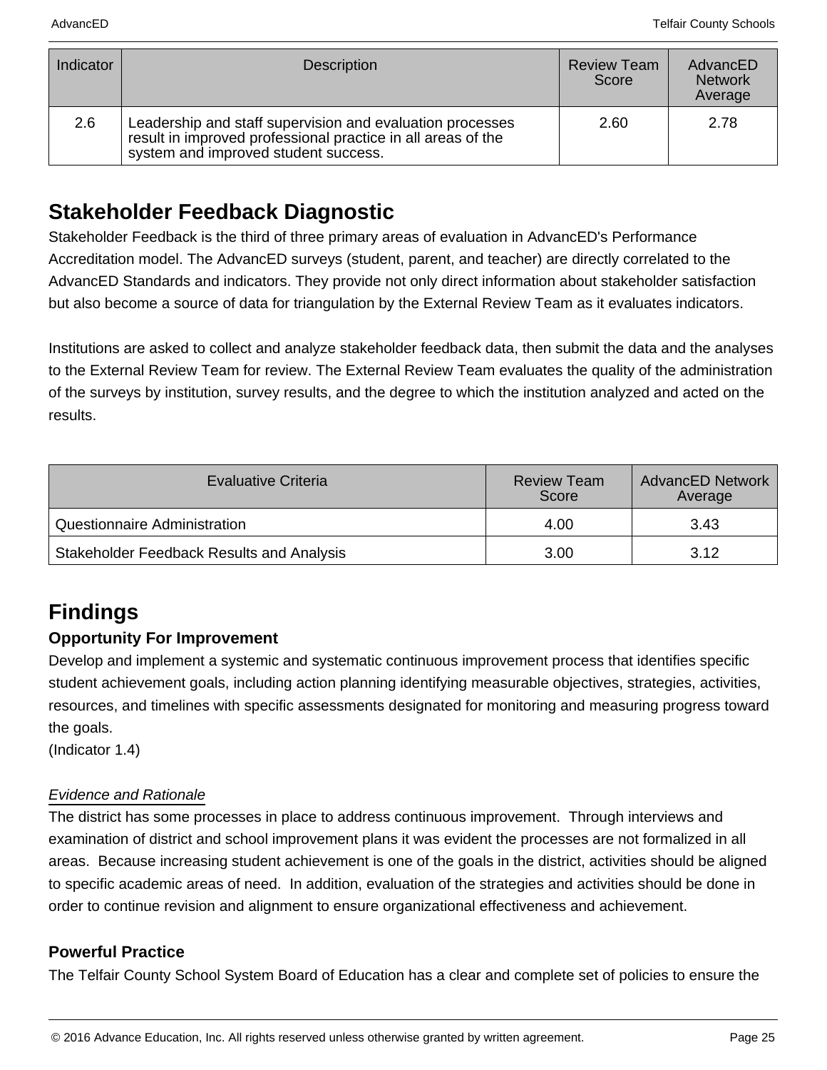| Indicator | Description | Review Team Score | AdvancED Network Average |
|---|---|---|---|
| 2.6 | Leadership and staff supervision and evaluation processes result in improved professional practice in all areas of the system and improved student success. | 2.60 | 2.78 |

## Stakeholder Feedback Diagnostic

Stakeholder Feedback is the third of three primary areas of evaluation in AdvancED's Performance Accreditation model. The AdvancED surveys (student, parent, and teacher) are directly correlated to the AdvancED Standards and indicators. They provide not only direct information about stakeholder satisfaction but also become a source of data for triangulation by the External Review Team as it evaluates indicators.

Institutions are asked to collect and analyze stakeholder feedback data, then submit the data and the analyses to the External Review Team for review. The External Review Team evaluates the quality of the administration of the surveys by institution, survey results, and the degree to which the institution analyzed and acted on the results.

| Evaluative Criteria | Review Team Score | AdvancED Network Average |
|---|---|---|
| Questionnaire Administration | 4.00 | 3.43 |
| Stakeholder Feedback Results and Analysis | 3.00 | 3.12 |

## Findings

### Opportunity For Improvement

Develop and implement a systemic and systematic continuous improvement process that identifies specific student achievement goals, including action planning identifying measurable objectives, strategies, activities, resources, and timelines with specific assessments designated for monitoring and measuring progress toward the goals.
(Indicator 1.4)

*Evidence and Rationale*

The district has some processes in place to address continuous improvement. Through interviews and examination of district and school improvement plans it was evident the processes are not formalized in all areas. Because increasing student achievement is one of the goals in the district, activities should be aligned to specific academic areas of need. In addition, evaluation of the strategies and activities should be done in order to continue revision and alignment to ensure organizational effectiveness and achievement.

### Powerful Practice

The Telfair County School System Board of Education has a clear and complete set of policies to ensure the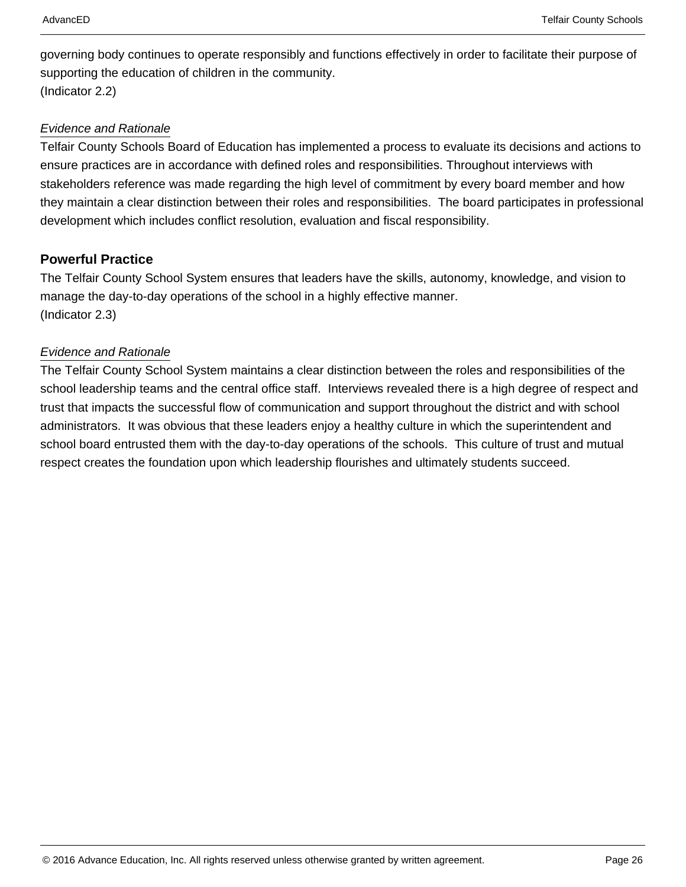governing body continues to operate responsibly and functions effectively in order to facilitate their purpose of supporting the education of children in the community.
(Indicator 2.2)

*Evidence and Rationale*

Telfair County Schools Board of Education has implemented a process to evaluate its decisions and actions to ensure practices are in accordance with defined roles and responsibilities. Throughout interviews with stakeholders reference was made regarding the high level of commitment by every board member and how they maintain a clear distinction between their roles and responsibilities. The board participates in professional development which includes conflict resolution, evaluation and fiscal responsibility.

### Powerful Practice

The Telfair County School System ensures that leaders have the skills, autonomy, knowledge, and vision to manage the day-to-day operations of the school in a highly effective manner.
(Indicator 2.3)

*Evidence and Rationale*

The Telfair County School System maintains a clear distinction between the roles and responsibilities of the school leadership teams and the central office staff. Interviews revealed there is a high degree of respect and trust that impacts the successful flow of communication and support throughout the district and with school administrators. It was obvious that these leaders enjoy a healthy culture in which the superintendent and school board entrusted them with the day-to-day operations of the schools. This culture of trust and mutual respect creates the foundation upon which leadership flourishes and ultimately students succeed.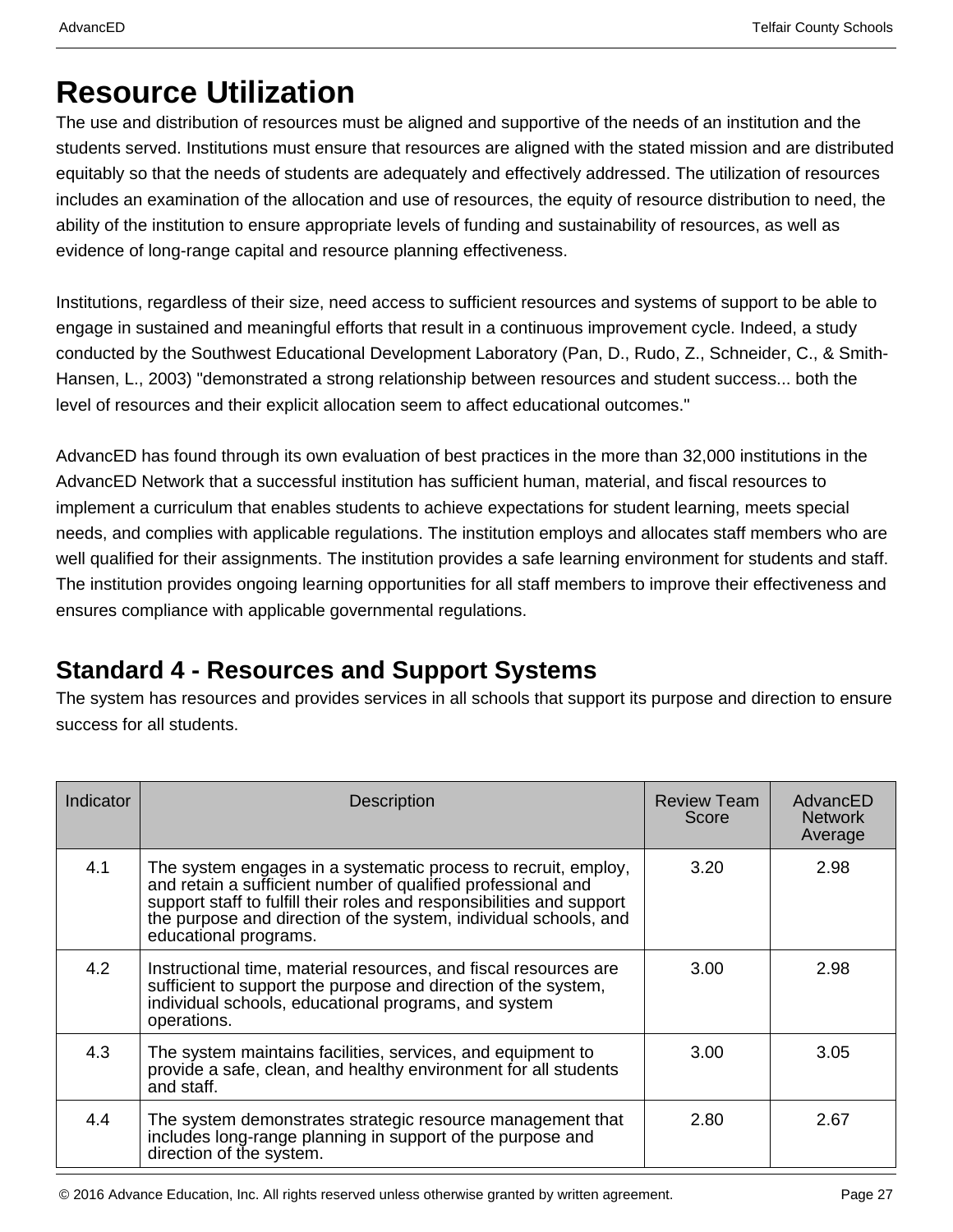# Resource Utilization

The use and distribution of resources must be aligned and supportive of the needs of an institution and the students served. Institutions must ensure that resources are aligned with the stated mission and are distributed equitably so that the needs of students are adequately and effectively addressed. The utilization of resources includes an examination of the allocation and use of resources, the equity of resource distribution to need, the ability of the institution to ensure appropriate levels of funding and sustainability of resources, as well as evidence of long-range capital and resource planning effectiveness.

Institutions, regardless of their size, need access to sufficient resources and systems of support to be able to engage in sustained and meaningful efforts that result in a continuous improvement cycle. Indeed, a study conducted by the Southwest Educational Development Laboratory (Pan, D., Rudo, Z., Schneider, C., & Smith-Hansen, L., 2003) "demonstrated a strong relationship between resources and student success... both the level of resources and their explicit allocation seem to affect educational outcomes."

AdvancED has found through its own evaluation of best practices in the more than 32,000 institutions in the AdvancED Network that a successful institution has sufficient human, material, and fiscal resources to implement a curriculum that enables students to achieve expectations for student learning, meets special needs, and complies with applicable regulations. The institution employs and allocates staff members who are well qualified for their assignments. The institution provides a safe learning environment for students and staff. The institution provides ongoing learning opportunities for all staff members to improve their effectiveness and ensures compliance with applicable governmental regulations.

## Standard 4 - Resources and Support Systems

The system has resources and provides services in all schools that support its purpose and direction to ensure success for all students.

| Indicator | Description | Review Team Score | AdvancED Network Average |
|---|---|---|---|
| 4.1 | The system engages in a systematic process to recruit, employ, and retain a sufficient number of qualified professional and support staff to fulfill their roles and responsibilities and support the purpose and direction of the system, individual schools, and educational programs. | 3.20 | 2.98 |
| 4.2 | Instructional time, material resources, and fiscal resources are sufficient to support the purpose and direction of the system, individual schools, educational programs, and system operations. | 3.00 | 2.98 |
| 4.3 | The system maintains facilities, services, and equipment to provide a safe, clean, and healthy environment for all students and staff. | 3.00 | 3.05 |
| 4.4 | The system demonstrates strategic resource management that includes long-range planning in support of the purpose and direction of the system. | 2.80 | 2.67 |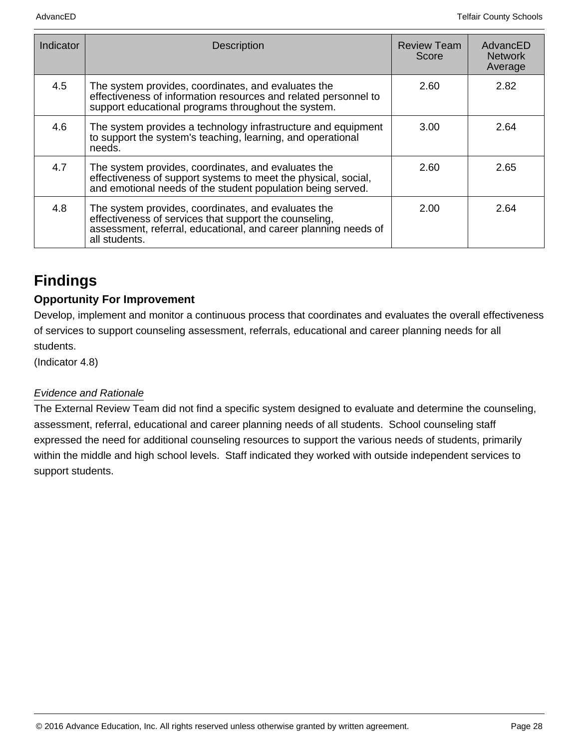| Indicator | Description | Review Team Score | AdvancED Network Average |
|---|---|---|---|
| 4.5 | The system provides, coordinates, and evaluates the effectiveness of information resources and related personnel to support educational programs throughout the system. | 2.60 | 2.82 |
| 4.6 | The system provides a technology infrastructure and equipment to support the system's teaching, learning, and operational needs. | 3.00 | 2.64 |
| 4.7 | The system provides, coordinates, and evaluates the effectiveness of support systems to meet the physical, social, and emotional needs of the student population being served. | 2.60 | 2.65 |
| 4.8 | The system provides, coordinates, and evaluates the effectiveness of services that support the counseling, assessment, referral, educational, and career planning needs of all students. | 2.00 | 2.64 |

## Findings

### Opportunity For Improvement

Develop, implement and monitor a continuous process that coordinates and evaluates the overall effectiveness of services to support counseling assessment, referrals, educational and career planning needs for all students.
(Indicator 4.8)

*Evidence and Rationale*

The External Review Team did not find a specific system designed to evaluate and determine the counseling, assessment, referral, educational and career planning needs of all students. School counseling staff expressed the need for additional counseling resources to support the various needs of students, primarily within the middle and high school levels. Staff indicated they worked with outside independent services to support students.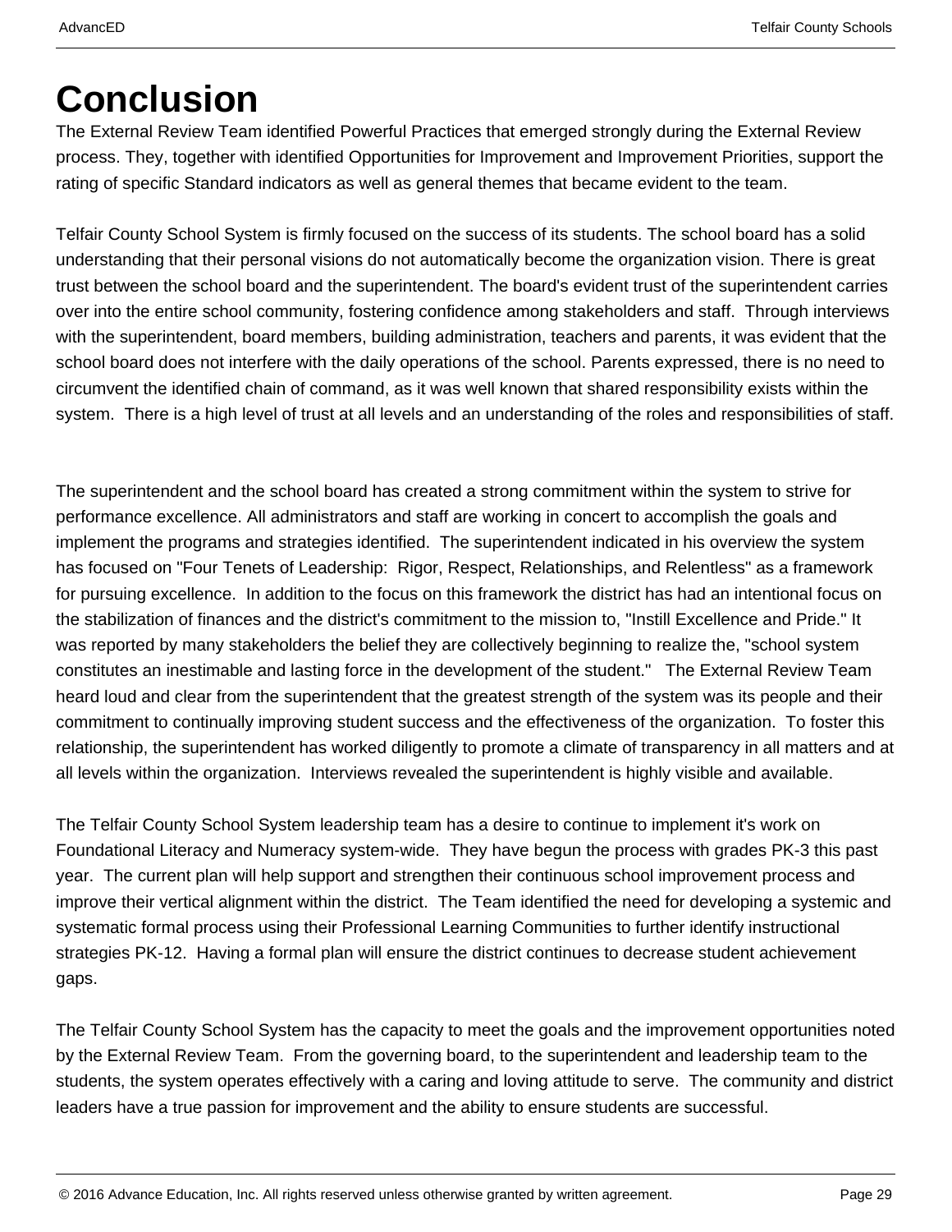# Conclusion

The External Review Team identified Powerful Practices that emerged strongly during the External Review process. They, together with identified Opportunities for Improvement and Improvement Priorities, support the rating of specific Standard indicators as well as general themes that became evident to the team.

Telfair County School System is firmly focused on the success of its students. The school board has a solid understanding that their personal visions do not automatically become the organization vision. There is great trust between the school board and the superintendent. The board's evident trust of the superintendent carries over into the entire school community, fostering confidence among stakeholders and staff. Through interviews with the superintendent, board members, building administration, teachers and parents, it was evident that the school board does not interfere with the daily operations of the school. Parents expressed, there is no need to circumvent the identified chain of command, as it was well known that shared responsibility exists within the system. There is a high level of trust at all levels and an understanding of the roles and responsibilities of staff.

The superintendent and the school board has created a strong commitment within the system to strive for performance excellence. All administrators and staff are working in concert to accomplish the goals and implement the programs and strategies identified. The superintendent indicated in his overview the system has focused on "Four Tenets of Leadership: Rigor, Respect, Relationships, and Relentless" as a framework for pursuing excellence. In addition to the focus on this framework the district has had an intentional focus on the stabilization of finances and the district's commitment to the mission to, "Instill Excellence and Pride." It was reported by many stakeholders the belief they are collectively beginning to realize the, "school system constitutes an inestimable and lasting force in the development of the student." The External Review Team heard loud and clear from the superintendent that the greatest strength of the system was its people and their commitment to continually improving student success and the effectiveness of the organization. To foster this relationship, the superintendent has worked diligently to promote a climate of transparency in all matters and at all levels within the organization. Interviews revealed the superintendent is highly visible and available.

The Telfair County School System leadership team has a desire to continue to implement it's work on Foundational Literacy and Numeracy system-wide. They have begun the process with grades PK-3 this past year. The current plan will help support and strengthen their continuous school improvement process and improve their vertical alignment within the district. The Team identified the need for developing a systemic and systematic formal process using their Professional Learning Communities to further identify instructional strategies PK-12. Having a formal plan will ensure the district continues to decrease student achievement gaps.

The Telfair County School System has the capacity to meet the goals and the improvement opportunities noted by the External Review Team. From the governing board, to the superintendent and leadership team to the students, the system operates effectively with a caring and loving attitude to serve. The community and district leaders have a true passion for improvement and the ability to ensure students are successful.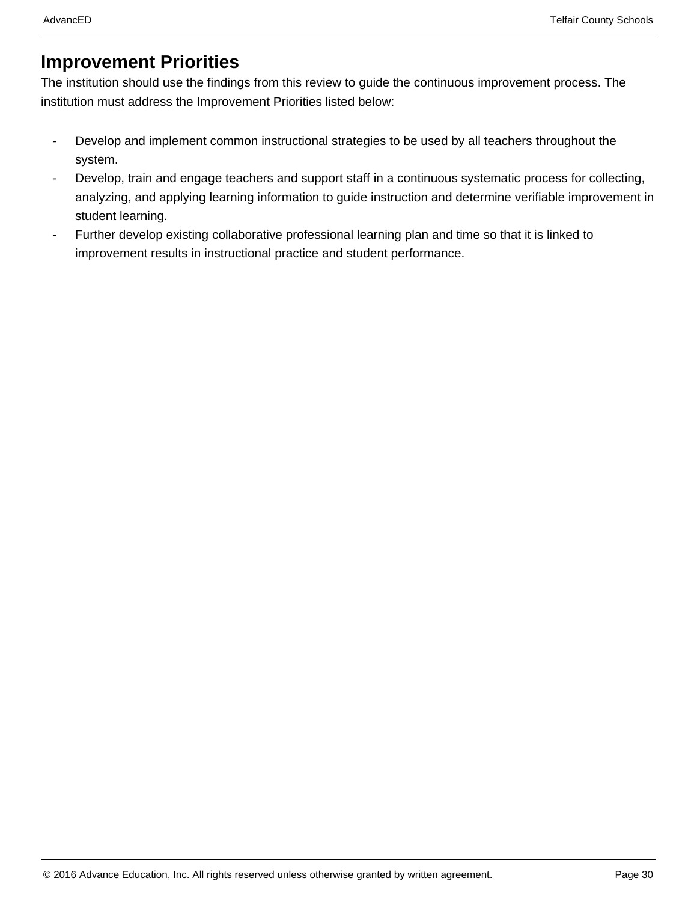## Improvement Priorities

The institution should use the findings from this review to guide the continuous improvement process. The institution must address the Improvement Priorities listed below:

- Develop and implement common instructional strategies to be used by all teachers throughout the system.
- Develop, train and engage teachers and support staff in a continuous systematic process for collecting, analyzing, and applying learning information to guide instruction and determine verifiable improvement in student learning.
- Further develop existing collaborative professional learning plan and time so that it is linked to improvement results in instructional practice and student performance.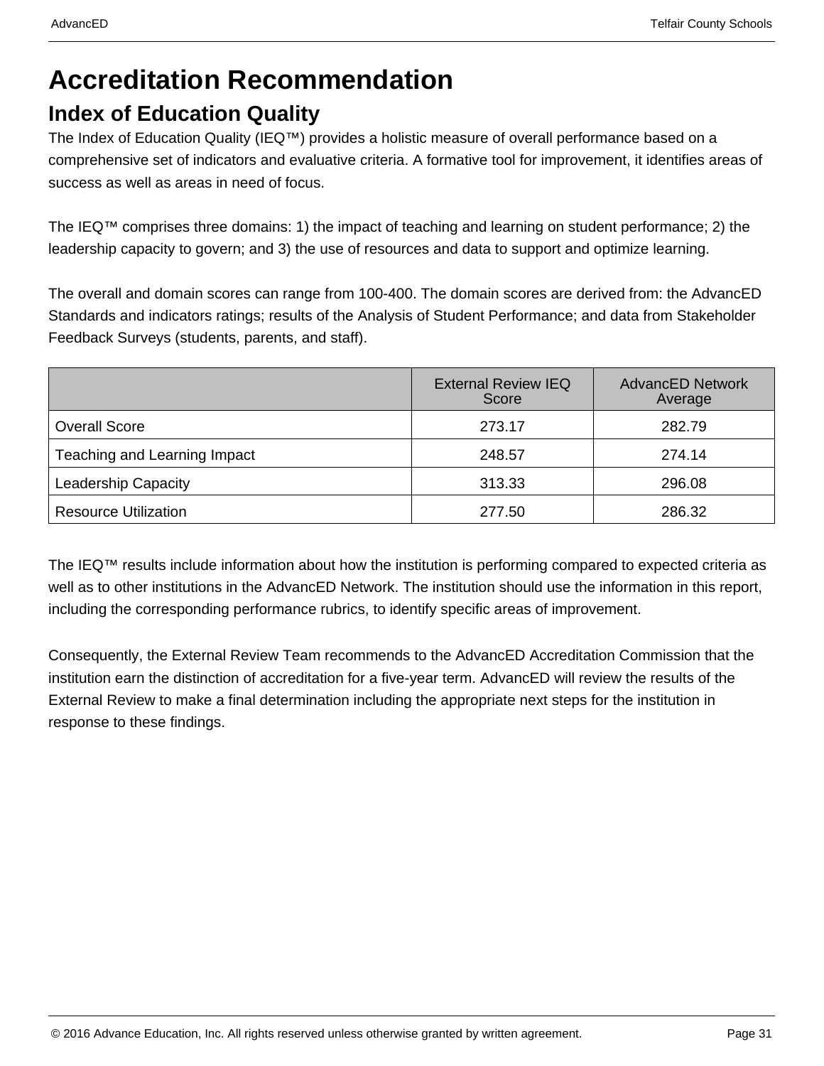# Accreditation Recommendation

## Index of Education Quality

The Index of Education Quality (IEQ™) provides a holistic measure of overall performance based on a comprehensive set of indicators and evaluative criteria. A formative tool for improvement, it identifies areas of success as well as areas in need of focus.

The IEQ™ comprises three domains: 1) the impact of teaching and learning on student performance; 2) the leadership capacity to govern; and 3) the use of resources and data to support and optimize learning.

The overall and domain scores can range from 100-400. The domain scores are derived from: the AdvancED Standards and indicators ratings; results of the Analysis of Student Performance; and data from Stakeholder Feedback Surveys (students, parents, and staff).

| | External Review IEQ Score | AdvancED Network Average |
|---|---|---|
| Overall Score | 273.17 | 282.79 |
| Teaching and Learning Impact | 248.57 | 274.14 |
| Leadership Capacity | 313.33 | 296.08 |
| Resource Utilization | 277.50 | 286.32 |

The IEQ™ results include information about how the institution is performing compared to expected criteria as well as to other institutions in the AdvancED Network. The institution should use the information in this report, including the corresponding performance rubrics, to identify specific areas of improvement.

Consequently, the External Review Team recommends to the AdvancED Accreditation Commission that the institution earn the distinction of accreditation for a five-year term. AdvancED will review the results of the External Review to make a final determination including the appropriate next steps for the institution in response to these findings.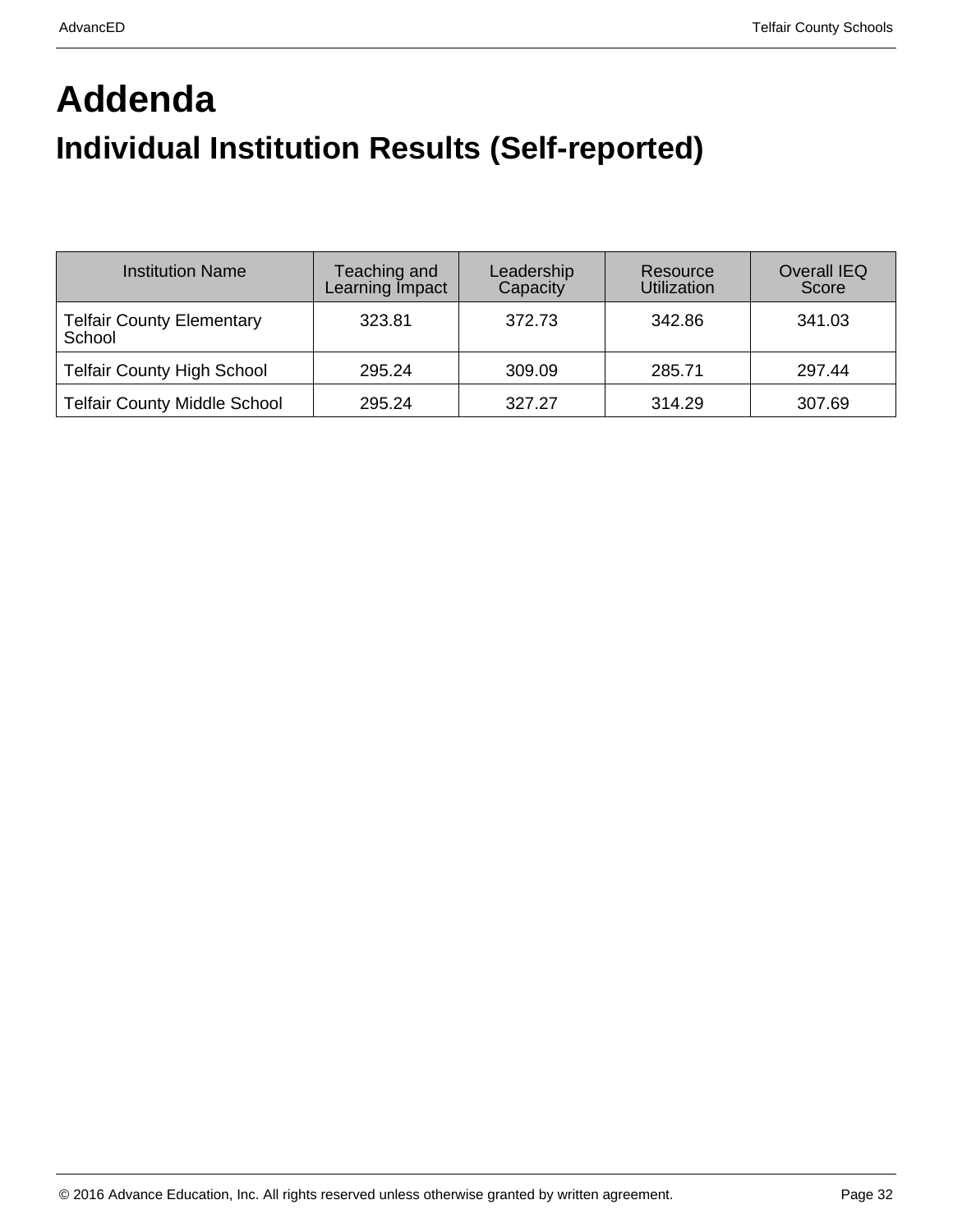# Addenda

## Individual Institution Results (Self-reported)

| Institution Name | Teaching and Learning Impact | Leadership Capacity | Resource Utilization | Overall IEQ Score |
|---|---|---|---|---|
| Telfair County Elementary School | 323.81 | 372.73 | 342.86 | 341.03 |
| Telfair County High School | 295.24 | 309.09 | 285.71 | 297.44 |
| Telfair County Middle School | 295.24 | 327.27 | 314.29 | 307.69 |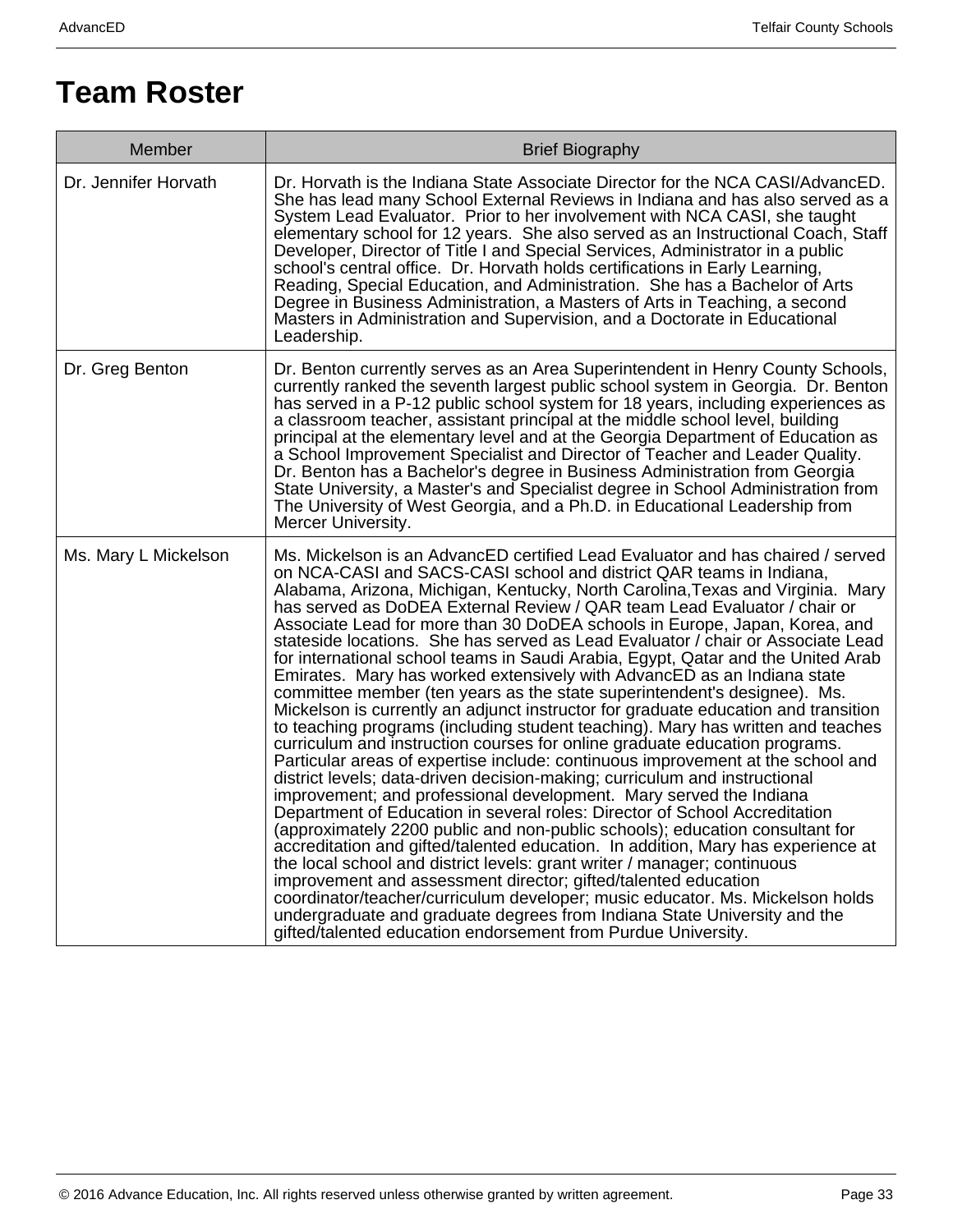# Team Roster

| Member | Brief Biography |
|---|---|
| Dr. Jennifer Horvath | Dr. Horvath is the Indiana State Associate Director for the NCA CASI/AdvancED. She has lead many School External Reviews in Indiana and has also served as a System Lead Evaluator. Prior to her involvement with NCA CASI, she taught elementary school for 12 years. She also served as an Instructional Coach, Staff Developer, Director of Title I and Special Services, Administrator in a public school's central office. Dr. Horvath holds certifications in Early Learning, Reading, Special Education, and Administration. She has a Bachelor of Arts Degree in Business Administration, a Masters of Arts in Teaching, a second Masters in Administration and Supervision, and a Doctorate in Educational Leadership. |
| Dr. Greg Benton | Dr. Benton currently serves as an Area Superintendent in Henry County Schools, currently ranked the seventh largest public school system in Georgia. Dr. Benton has served in a P-12 public school system for 18 years, including experiences as a classroom teacher, assistant principal at the middle school level, building principal at the elementary level and at the Georgia Department of Education as a School Improvement Specialist and Director of Teacher and Leader Quality. Dr. Benton has a Bachelor's degree in Business Administration from Georgia State University, a Master's and Specialist degree in School Administration from The University of West Georgia, and a Ph.D. in Educational Leadership from Mercer University. |
| Ms. Mary L Mickelson | Ms. Mickelson is an AdvancED certified Lead Evaluator and has chaired / served on NCA-CASI and SACS-CASI school and district QAR teams in Indiana, Alabama, Arizona, Michigan, Kentucky, North Carolina,Texas and Virginia. Mary has served as DoDEA External Review / QAR team Lead Evaluator / chair or Associate Lead for more than 30 DoDEA schools in Europe, Japan, Korea, and stateside locations. She has served as Lead Evaluator / chair or Associate Lead for international school teams in Saudi Arabia, Egypt, Qatar and the United Arab Emirates. Mary has worked extensively with AdvancED as an Indiana state committee member (ten years as the state superintendent's designee). Ms. Mickelson is currently an adjunct instructor for graduate education and transition to teaching programs (including student teaching). Mary has written and teaches curriculum and instruction courses for online graduate education programs. Particular areas of expertise include: continuous improvement at the school and district levels; data-driven decision-making; curriculum and instructional improvement; and professional development. Mary served the Indiana Department of Education in several roles: Director of School Accreditation (approximately 2200 public and non-public schools); education consultant for accreditation and gifted/talented education. In addition, Mary has experience at the local school and district levels: grant writer / manager; continuous improvement and assessment director; gifted/talented education coordinator/teacher/curriculum developer; music educator. Ms. Mickelson holds undergraduate and graduate degrees from Indiana State University and the gifted/talented education endorsement from Purdue University. |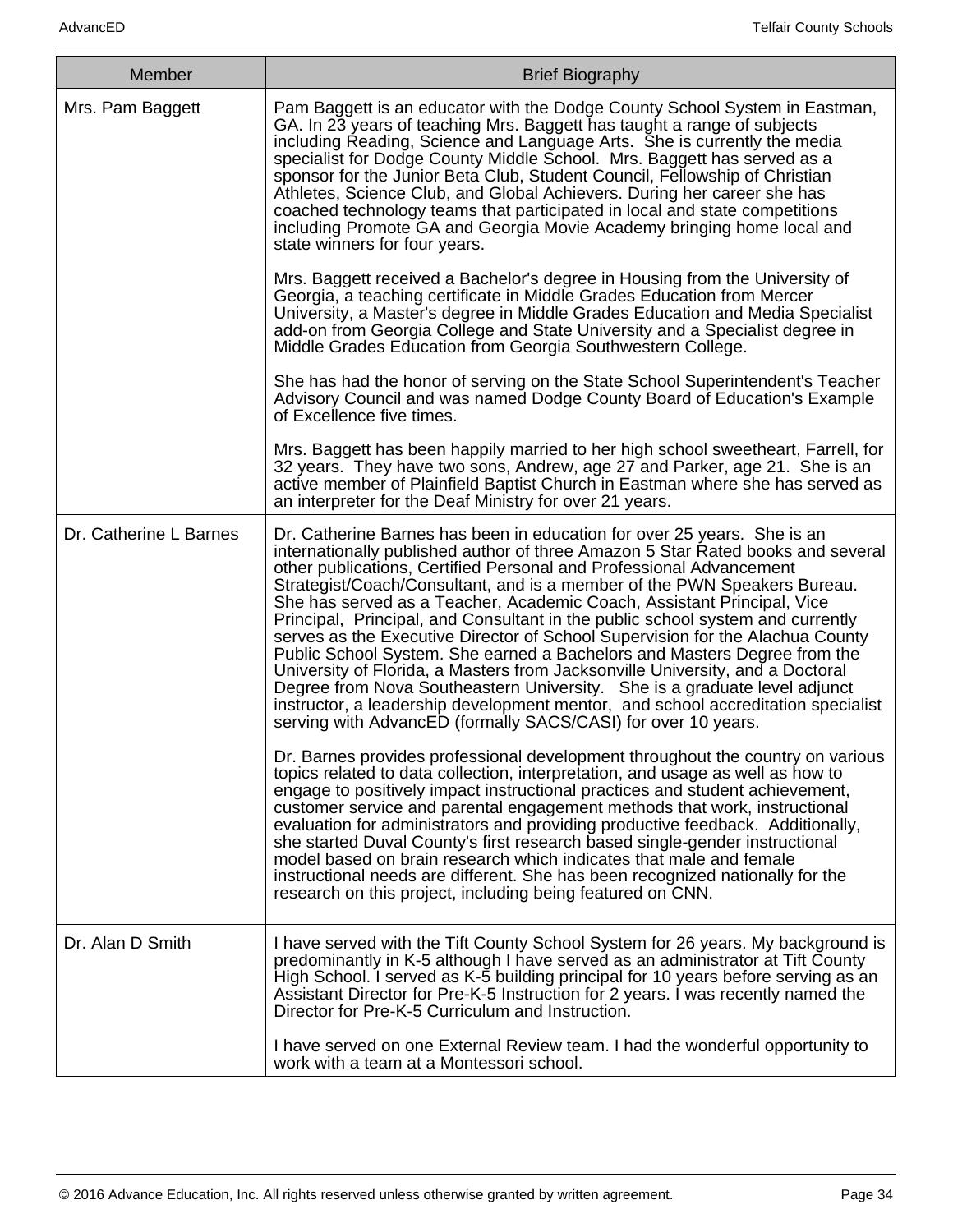| Member | Brief Biography |
|---|---|
| Mrs. Pam Baggett | Pam Baggett is an educator with the Dodge County School System in Eastman, GA. In 23 years of teaching Mrs. Baggett has taught a range of subjects including Reading, Science and Language Arts. She is currently the media specialist for Dodge County Middle School. Mrs. Baggett has served as a sponsor for the Junior Beta Club, Student Council, Fellowship of Christian Athletes, Science Club, and Global Achievers. During her career she has coached technology teams that participated in local and state competitions including Promote GA and Georgia Movie Academy bringing home local and state winners for four years.<br><br>Mrs. Baggett received a Bachelor's degree in Housing from the University of Georgia, a teaching certificate in Middle Grades Education from Mercer University, a Master's degree in Middle Grades Education and Media Specialist add-on from Georgia College and State University and a Specialist degree in Middle Grades Education from Georgia Southwestern College.<br><br>She has had the honor of serving on the State School Superintendent's Teacher Advisory Council and was named Dodge County Board of Education's Example of Excellence five times.<br><br>Mrs. Baggett has been happily married to her high school sweetheart, Farrell, for 32 years. They have two sons, Andrew, age 27 and Parker, age 21. She is an active member of Plainfield Baptist Church in Eastman where she has served as an interpreter for the Deaf Ministry for over 21 years. |
| Dr. Catherine L Barnes | Dr. Catherine Barnes has been in education for over 25 years. She is an internationally published author of three Amazon 5 Star Rated books and several other publications, Certified Personal and Professional Advancement Strategist/Coach/Consultant, and is a member of the PWN Speakers Bureau. She has served as a Teacher, Academic Coach, Assistant Principal, Vice Principal, Principal, and Consultant in the public school system and currently serves as the Executive Director of School Supervision for the Alachua County Public School System. She earned a Bachelors and Masters Degree from the University of Florida, a Masters from Jacksonville University, and a Doctoral Degree from Nova Southeastern University. She is a graduate level adjunct instructor, a leadership development mentor, and school accreditation specialist serving with AdvancED (formally SACS/CASI) for over 10 years.<br><br>Dr. Barnes provides professional development throughout the country on various topics related to data collection, interpretation, and usage as well as how to engage to positively impact instructional practices and student achievement, customer service and parental engagement methods that work, instructional evaluation for administrators and providing productive feedback. Additionally, she started Duval County's first research based single-gender instructional model based on brain research which indicates that male and female instructional needs are different. She has been recognized nationally for the research on this project, including being featured on CNN. |
| Dr. Alan D Smith | I have served with the Tift County School System for 26 years. My background is predominantly in K-5 although I have served as an administrator at Tift County High School. I served as K-5 building principal for 10 years before serving as an Assistant Director for Pre-K-5 Instruction for 2 years. I was recently named the Director for Pre-K-5 Curriculum and Instruction.<br><br>I have served on one External Review team. I had the wonderful opportunity to work with a team at a Montessori school. |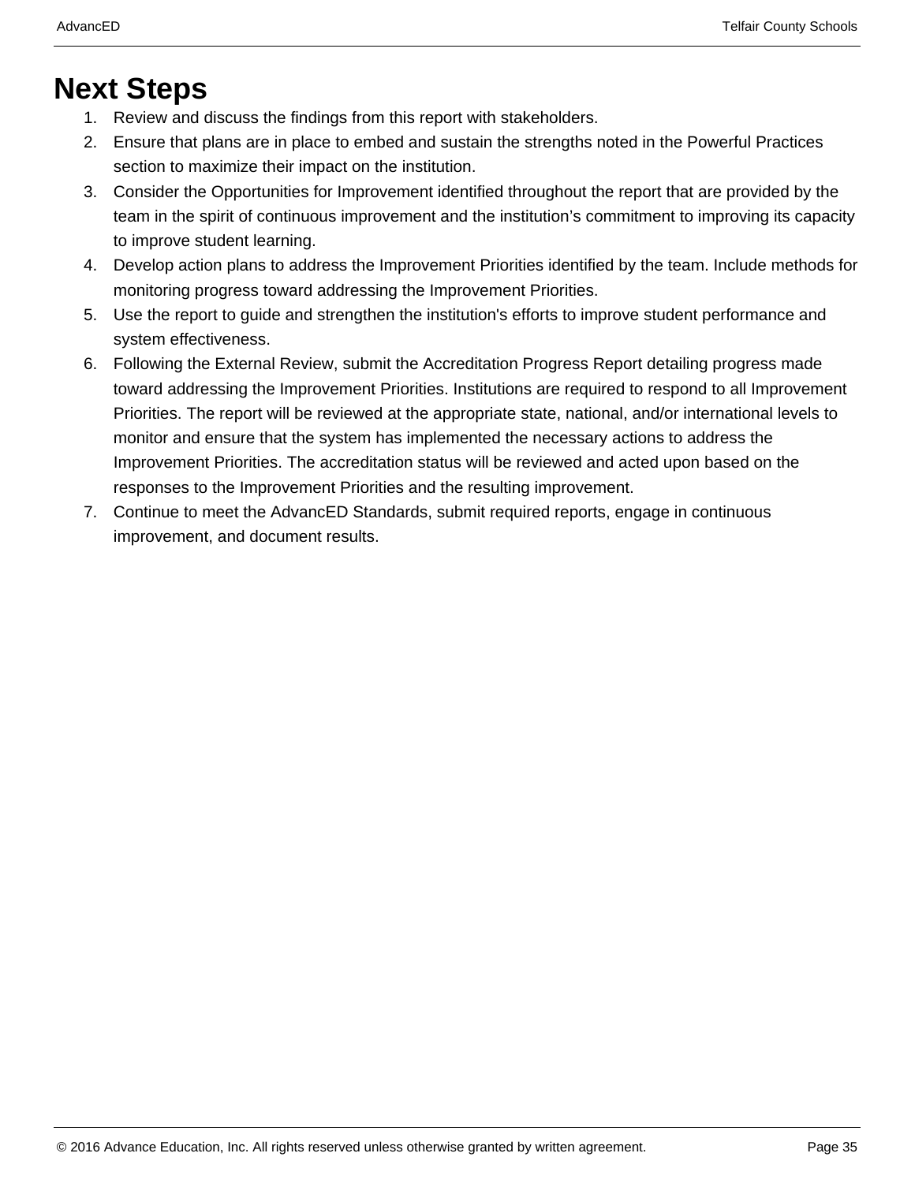# Next Steps

1. Review and discuss the findings from this report with stakeholders.
2. Ensure that plans are in place to embed and sustain the strengths noted in the Powerful Practices section to maximize their impact on the institution.
3. Consider the Opportunities for Improvement identified throughout the report that are provided by the team in the spirit of continuous improvement and the institution's commitment to improving its capacity to improve student learning.
4. Develop action plans to address the Improvement Priorities identified by the team. Include methods for monitoring progress toward addressing the Improvement Priorities.
5. Use the report to guide and strengthen the institution's efforts to improve student performance and system effectiveness.
6. Following the External Review, submit the Accreditation Progress Report detailing progress made toward addressing the Improvement Priorities. Institutions are required to respond to all Improvement Priorities. The report will be reviewed at the appropriate state, national, and/or international levels to monitor and ensure that the system has implemented the necessary actions to address the Improvement Priorities. The accreditation status will be reviewed and acted upon based on the responses to the Improvement Priorities and the resulting improvement.
7. Continue to meet the AdvancED Standards, submit required reports, engage in continuous improvement, and document results.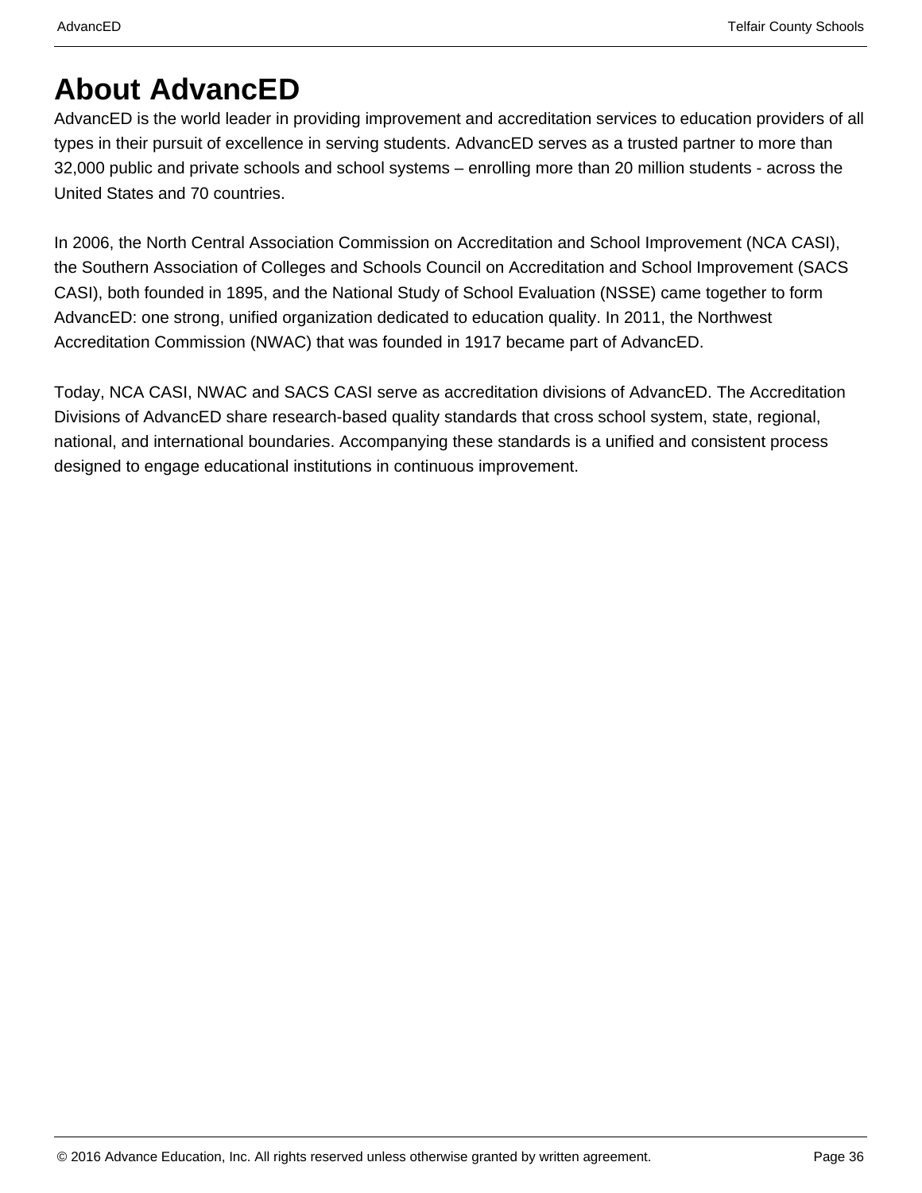# About AdvancED

AdvancED is the world leader in providing improvement and accreditation services to education providers of all types in their pursuit of excellence in serving students. AdvancED serves as a trusted partner to more than 32,000 public and private schools and school systems – enrolling more than 20 million students - across the United States and 70 countries.

In 2006, the North Central Association Commission on Accreditation and School Improvement (NCA CASI), the Southern Association of Colleges and Schools Council on Accreditation and School Improvement (SACS CASI), both founded in 1895, and the National Study of School Evaluation (NSSE) came together to form AdvancED: one strong, unified organization dedicated to education quality. In 2011, the Northwest Accreditation Commission (NWAC) that was founded in 1917 became part of AdvancED.

Today, NCA CASI, NWAC and SACS CASI serve as accreditation divisions of AdvancED. The Accreditation Divisions of AdvancED share research-based quality standards that cross school system, state, regional, national, and international boundaries. Accompanying these standards is a unified and consistent process designed to engage educational institutions in continuous improvement.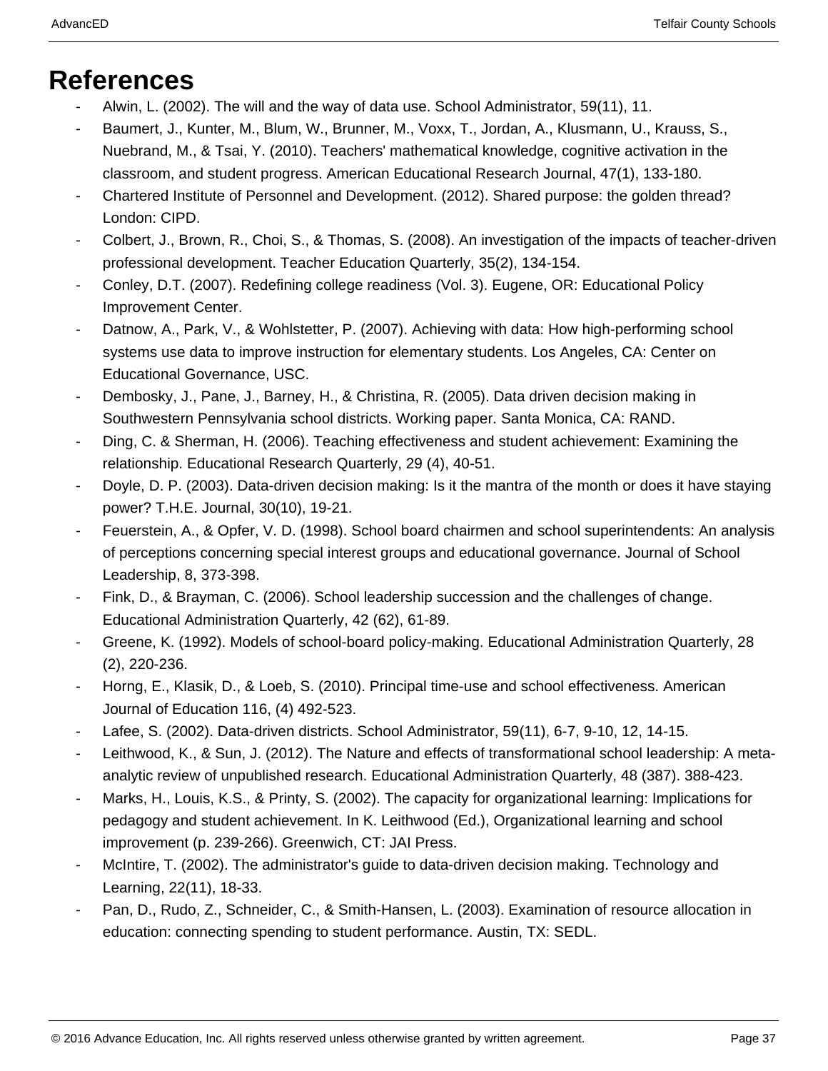# References

- Alwin, L. (2002). The will and the way of data use. School Administrator, 59(11), 11.
- Baumert, J., Kunter, M., Blum, W., Brunner, M., Voxx, T., Jordan, A., Klusmann, U., Krauss, S., Nuebrand, M., & Tsai, Y. (2010). Teachers' mathematical knowledge, cognitive activation in the classroom, and student progress. American Educational Research Journal, 47(1), 133-180.
- Chartered Institute of Personnel and Development. (2012). Shared purpose: the golden thread? London: CIPD.
- Colbert, J., Brown, R., Choi, S., & Thomas, S. (2008). An investigation of the impacts of teacher-driven professional development. Teacher Education Quarterly, 35(2), 134-154.
- Conley, D.T. (2007). Redefining college readiness (Vol. 3). Eugene, OR: Educational Policy Improvement Center.
- Datnow, A., Park, V., & Wohlstetter, P. (2007). Achieving with data: How high-performing school systems use data to improve instruction for elementary students. Los Angeles, CA: Center on Educational Governance, USC.
- Dembosky, J., Pane, J., Barney, H., & Christina, R. (2005). Data driven decision making in Southwestern Pennsylvania school districts. Working paper. Santa Monica, CA: RAND.
- Ding, C. & Sherman, H. (2006). Teaching effectiveness and student achievement: Examining the relationship. Educational Research Quarterly, 29 (4), 40-51.
- Doyle, D. P. (2003). Data-driven decision making: Is it the mantra of the month or does it have staying power? T.H.E. Journal, 30(10), 19-21.
- Feuerstein, A., & Opfer, V. D. (1998). School board chairmen and school superintendents: An analysis of perceptions concerning special interest groups and educational governance. Journal of School Leadership, 8, 373-398.
- Fink, D., & Brayman, C. (2006). School leadership succession and the challenges of change. Educational Administration Quarterly, 42 (62), 61-89.
- Greene, K. (1992). Models of school-board policy-making. Educational Administration Quarterly, 28 (2), 220-236.
- Horng, E., Klasik, D., & Loeb, S. (2010). Principal time-use and school effectiveness. American Journal of Education 116, (4) 492-523.
- Lafee, S. (2002). Data-driven districts. School Administrator, 59(11), 6-7, 9-10, 12, 14-15.
- Leithwood, K., & Sun, J. (2012). The Nature and effects of transformational school leadership: A meta-analytic review of unpublished research. Educational Administration Quarterly, 48 (387). 388-423.
- Marks, H., Louis, K.S., & Printy, S. (2002). The capacity for organizational learning: Implications for pedagogy and student achievement. In K. Leithwood (Ed.), Organizational learning and school improvement (p. 239-266). Greenwich, CT: JAI Press.
- McIntire, T. (2002). The administrator's guide to data-driven decision making. Technology and Learning, 22(11), 18-33.
- Pan, D., Rudo, Z., Schneider, C., & Smith-Hansen, L. (2003). Examination of resource allocation in education: connecting spending to student performance. Austin, TX: SEDL.